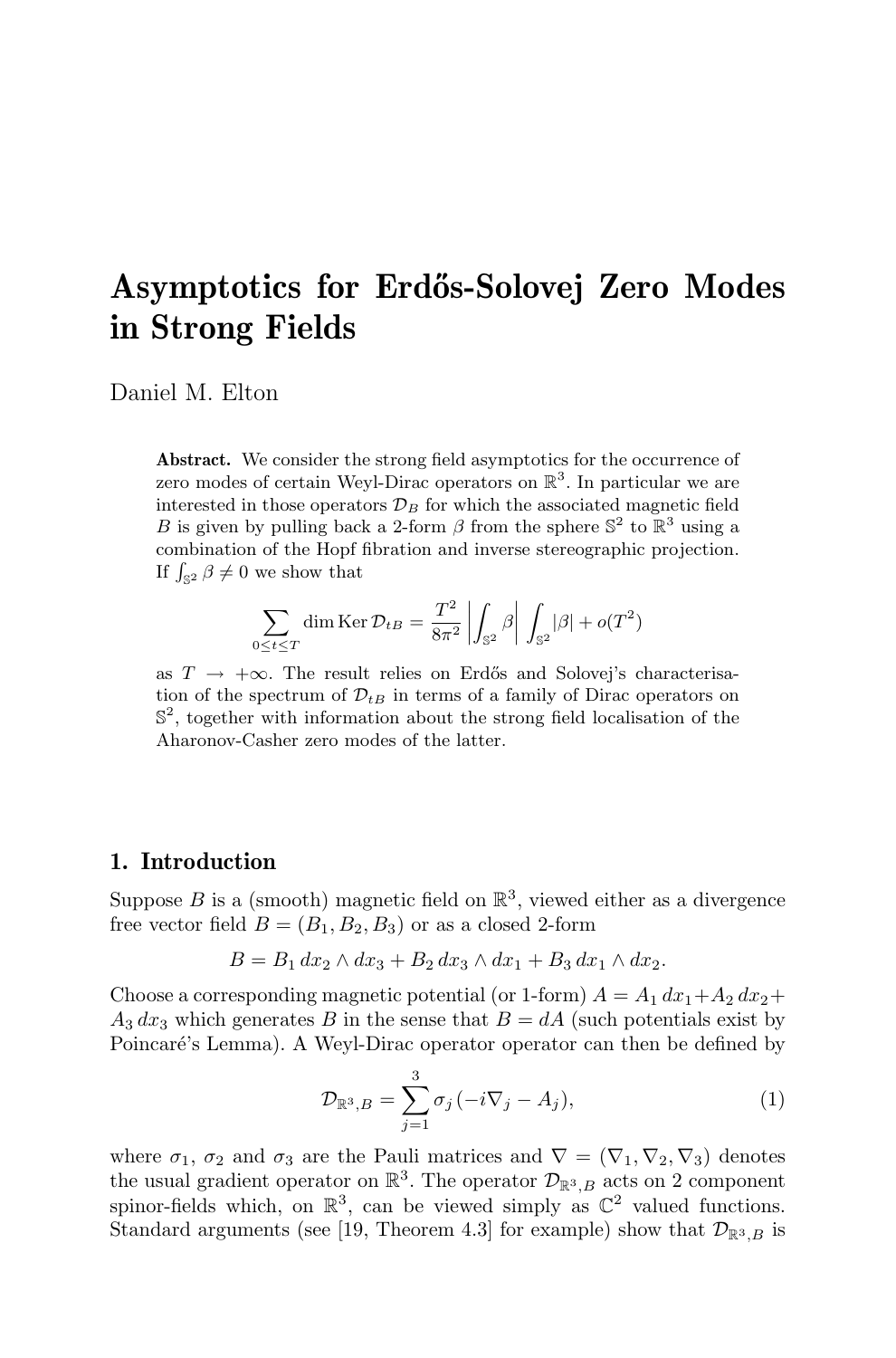# Asymptotics for Erdős-Solovej Zero Modes in Strong Fields

Daniel M. Elton

**Abstract.** We consider the strong field asymptotics for the occurrence of zero modes of certain Weyl-Dirac operators on $\mathbb{R}^3$. In particular we are interested in those operators $\mathcal{D}_B$ for which the associated magnetic field $B$ is given by pulling back a 2-form $\beta$ from the sphere $\mathbb{S}^2$ to $\mathbb{R}^3$ using a combination of the Hopf fibration and inverse stereographic projection. If $\int_{\mathbb{S}^2} \beta \neq 0$ we show that

$$\sum_{0 \leq t \leq T} \dim \operatorname{Ker} \mathcal{D}_{tB} = \frac{T^2}{8\pi^2} \left| \int_{\mathbb{S}^2} \beta \right| \int_{\mathbb{S}^2} |\beta| + o(T^2)$$

as $T \to +\infty$. The result relies on Erdős and Solovej's characterisation of the spectrum of $\mathcal{D}_{tB}$ in terms of a family of Dirac operators on $\mathbb{S}^2$, together with information about the strong field localisation of the Aharonov-Casher zero modes of the latter.

## 1. Introduction

Suppose $B$ is a (smooth) magnetic field on $\mathbb{R}^3$, viewed either as a divergence free vector field $B = (B_1, B_2, B_3)$ or as a closed 2-form

$$B = B_1 \, dx_2 \wedge dx_3 + B_2 \, dx_3 \wedge dx_1 + B_3 \, dx_1 \wedge dx_2.$$

Choose a corresponding magnetic potential (or 1-form) $A = A_1 \, dx_1 + A_2 \, dx_2 + A_3 \, dx_3$ which generates $B$ in the sense that $B = dA$ (such potentials exist by Poincaré's Lemma). A Weyl-Dirac operator operator can then be defined by

$$\mathcal{D}_{\mathbb{R}^3,B} = \sum_{j=1}^{3} \sigma_j \, (-i\nabla_j - A_j), \tag{1}$$

where $\sigma_1$, $\sigma_2$ and $\sigma_3$ are the Pauli matrices and $\nabla = (\nabla_1, \nabla_2, \nabla_3)$ denotes the usual gradient operator on $\mathbb{R}^3$. The operator $\mathcal{D}_{\mathbb{R}^3,B}$ acts on 2 component spinor-fields which, on $\mathbb{R}^3$, can be viewed simply as $\mathbb{C}^2$ valued functions. Standard arguments (see [19, Theorem 4.3] for example) show that $\mathcal{D}_{\mathbb{R}^3,B}$ is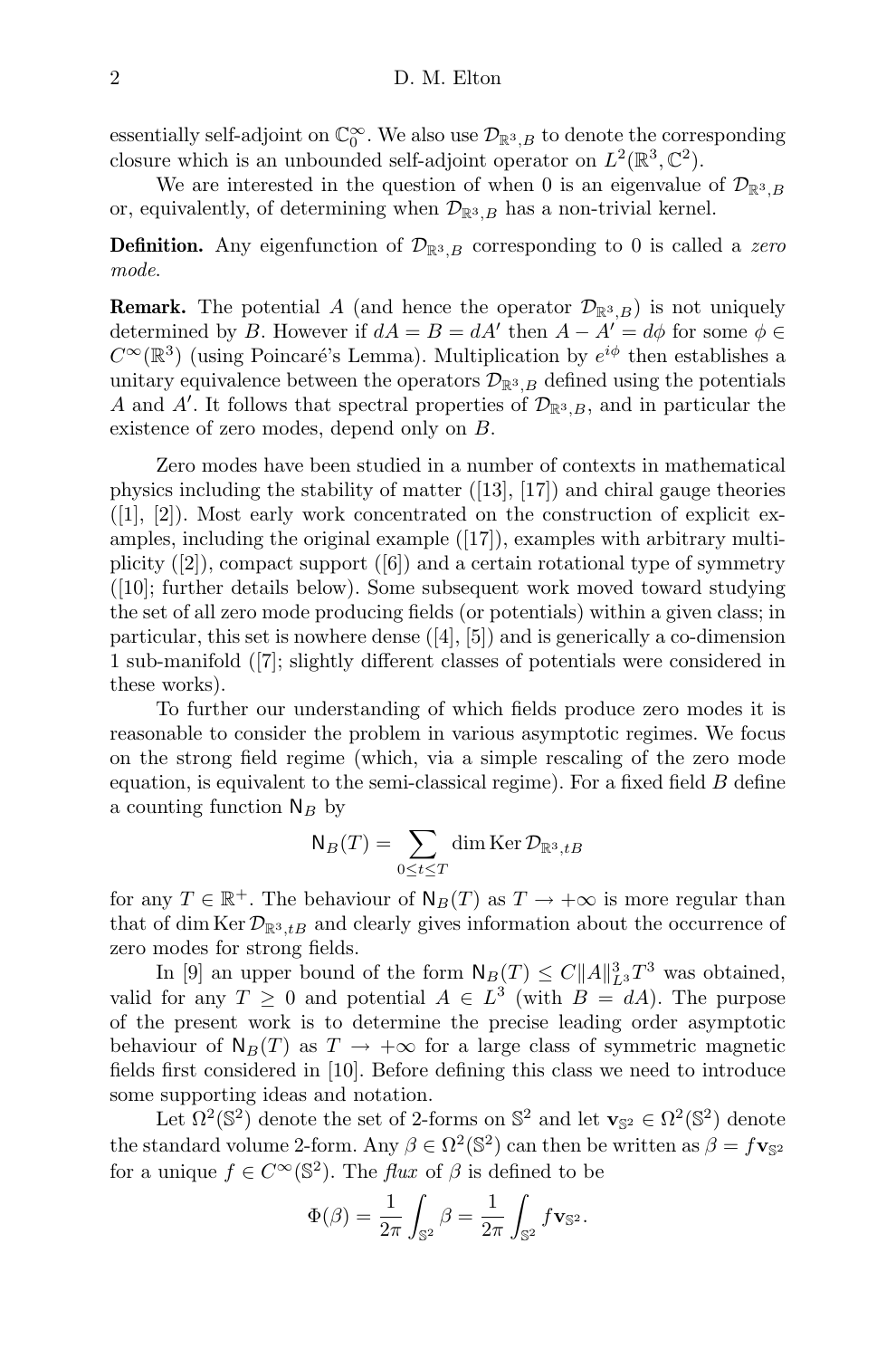essentially self-adjoint on $\mathbb{C}_0^\infty$. We also use $\mathcal{D}_{\mathbb{R}^3,B}$ to denote the corresponding closure which is an unbounded self-adjoint operator on $L^2(\mathbb{R}^3,\mathbb{C}^2)$.

We are interested in the question of when 0 is an eigenvalue of $\mathcal{D}_{\mathbb{R}^3,B}$ or, equivalently, of determining when $\mathcal{D}_{\mathbb{R}^3,B}$ has a non-trivial kernel.

**Definition.** Any eigenfunction of $\mathcal{D}_{\mathbb{R}^3,B}$ corresponding to 0 is called a *zero mode*.

**Remark.** The potential $A$ (and hence the operator $\mathcal{D}_{\mathbb{R}^3,B}$) is not uniquely determined by $B$. However if $dA = B = dA'$ then $A - A' = d\phi$ for some $\phi \in C^\infty(\mathbb{R}^3)$ (using Poincaré's Lemma). Multiplication by $e^{i\phi}$ then establishes a unitary equivalence between the operators $\mathcal{D}_{\mathbb{R}^3,B}$ defined using the potentials $A$ and $A'$. It follows that spectral properties of $\mathcal{D}_{\mathbb{R}^3,B}$, and in particular the existence of zero modes, depend only on $B$.

Zero modes have been studied in a number of contexts in mathematical physics including the stability of matter ([13], [17]) and chiral gauge theories ([1], [2]). Most early work concentrated on the construction of explicit examples, including the original example ([17]), examples with arbitrary multiplicity ([2]), compact support ([6]) and a certain rotational type of symmetry ([10]; further details below). Some subsequent work moved toward studying the set of all zero mode producing fields (or potentials) within a given class; in particular, this set is nowhere dense ([4], [5]) and is generically a co-dimension 1 sub-manifold ([7]; slightly different classes of potentials were considered in these works).

To further our understanding of which fields produce zero modes it is reasonable to consider the problem in various asymptotic regimes. We focus on the strong field regime (which, via a simple rescaling of the zero mode equation, is equivalent to the semi-classical regime). For a fixed field $B$ define a counting function $\mathsf{N}_B$ by

$$\mathsf{N}_B(T) = \sum_{0 \le t \le T} \dim \operatorname{Ker} \mathcal{D}_{\mathbb{R}^3,tB}$$

for any $T \in \mathbb{R}^+$. The behaviour of $\mathsf{N}_B(T)$ as $T \to +\infty$ is more regular than that of $\dim \operatorname{Ker} \mathcal{D}_{\mathbb{R}^3,tB}$ and clearly gives information about the occurrence of zero modes for strong fields.

In [9] an upper bound of the form $\mathsf{N}_B(T) \le C\|A\|_{L^3}^3 T^3$ was obtained, valid for any $T \ge 0$ and potential $A \in L^3$ (with $B = dA$). The purpose of the present work is to determine the precise leading order asymptotic behaviour of $\mathsf{N}_B(T)$ as $T \to +\infty$ for a large class of symmetric magnetic fields first considered in [10]. Before defining this class we need to introduce some supporting ideas and notation.

Let $\Omega^2(\mathbb{S}^2)$ denote the set of 2-forms on $\mathbb{S}^2$ and let $\mathbf{v}_{\mathbb{S}^2} \in \Omega^2(\mathbb{S}^2)$ denote the standard volume 2-form. Any $\beta \in \Omega^2(\mathbb{S}^2)$ can then be written as $\beta = f\mathbf{v}_{\mathbb{S}^2}$ for a unique $f \in C^\infty(\mathbb{S}^2)$. The *flux* of $\beta$ is defined to be

$$\Phi(\beta) = \frac{1}{2\pi}\int_{\mathbb{S}^2} \beta = \frac{1}{2\pi}\int_{\mathbb{S}^2} f\mathbf{v}_{\mathbb{S}^2}.$$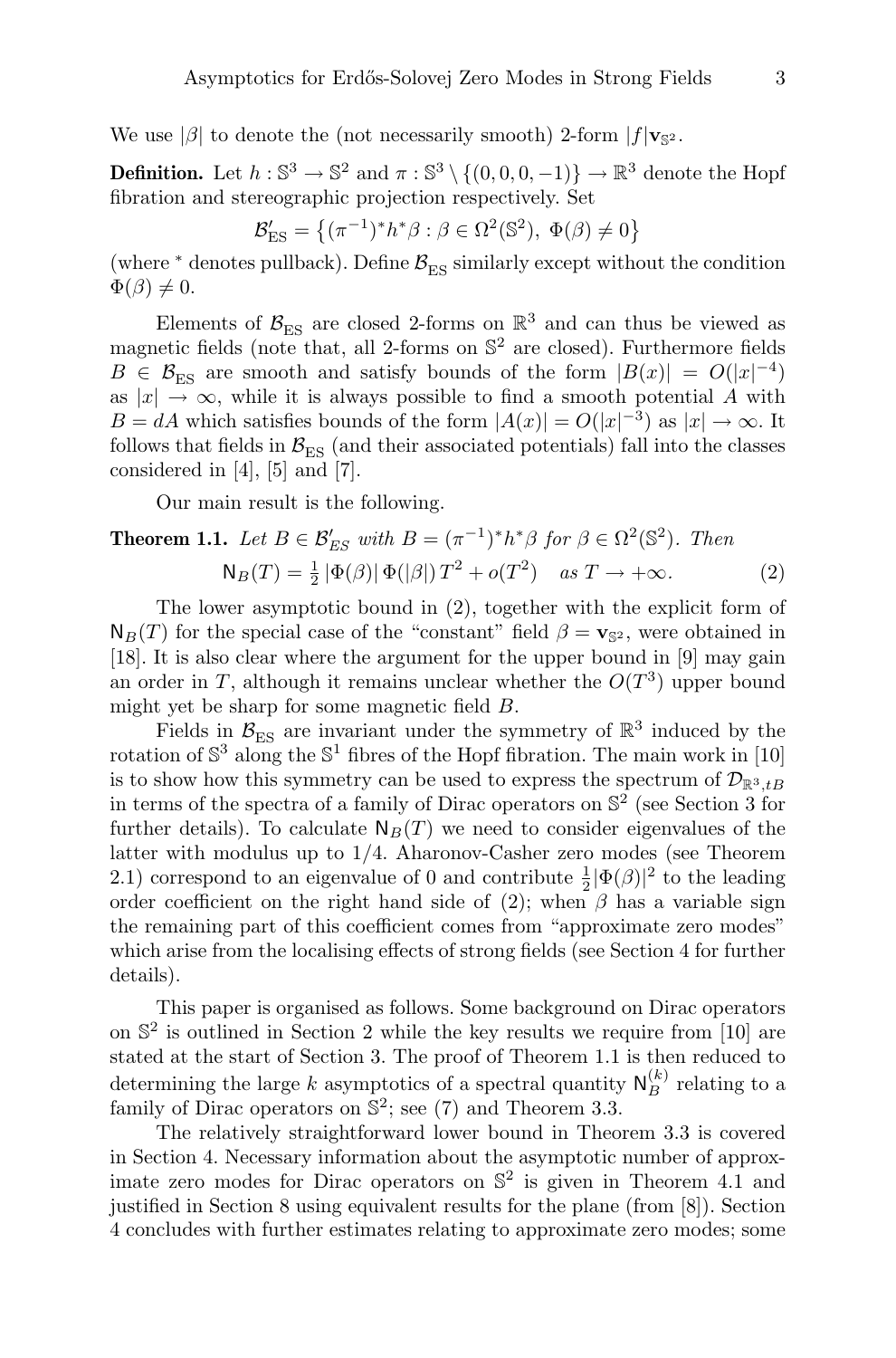We use $|\beta|$ to denote the (not necessarily smooth) 2-form $|f|\mathbf{v}_{\mathbb{S}^2}$.

**Definition.** Let $h : \mathbb{S}^3 \to \mathbb{S}^2$ and $\pi : \mathbb{S}^3 \setminus \{(0,0,0,-1)\} \to \mathbb{R}^3$ denote the Hopf fibration and stereographic projection respectively. Set

$$\mathcal{B}'_{\mathrm{ES}} = \left\{ (\pi^{-1})^* h^* \beta : \beta \in \Omega^2(\mathbb{S}^2),\ \Phi(\beta) \neq 0 \right\}$$

(where $^*$ denotes pullback). Define $\mathcal{B}_{\mathrm{ES}}$ similarly except without the condition $\Phi(\beta) \neq 0$.

Elements of $\mathcal{B}_{\mathrm{ES}}$ are closed 2-forms on $\mathbb{R}^3$ and can thus be viewed as magnetic fields (note that, all 2-forms on $\mathbb{S}^2$ are closed). Furthermore fields $B \in \mathcal{B}_{\mathrm{ES}}$ are smooth and satisfy bounds of the form $|B(x)| = O(|x|^{-4})$ as $|x| \to \infty$, while it is always possible to find a smooth potential $A$ with $B = dA$ which satisfies bounds of the form $|A(x)| = O(|x|^{-3})$ as $|x| \to \infty$. It follows that fields in $\mathcal{B}_{\mathrm{ES}}$ (and their associated potentials) fall into the classes considered in [4], [5] and [7].

Our main result is the following.

**Theorem 1.1.** *Let $B \in \mathcal{B}'_{ES}$ with $B = (\pi^{-1})^* h^* \beta$ for $\beta \in \Omega^2(\mathbb{S}^2)$. Then*

$$\mathsf{N}_B(T) = \tfrac{1}{2}\, |\Phi(\beta)|\, \Phi(|\beta|)\, T^2 + o(T^2) \quad \text{as } T \to +\infty. \tag{2}$$

The lower asymptotic bound in (2), together with the explicit form of $\mathsf{N}_B(T)$ for the special case of the "constant" field $\beta = \mathbf{v}_{\mathbb{S}^2}$, were obtained in [18]. It is also clear where the argument for the upper bound in [9] may gain an order in $T$, although it remains unclear whether the $O(T^3)$ upper bound might yet be sharp for some magnetic field $B$.

Fields in $\mathcal{B}_{\mathrm{ES}}$ are invariant under the symmetry of $\mathbb{R}^3$ induced by the rotation of $\mathbb{S}^3$ along the $\mathbb{S}^1$ fibres of the Hopf fibration. The main work in [10] is to show how this symmetry can be used to express the spectrum of $\mathcal{D}_{\mathbb{R}^3,tB}$ in terms of the spectra of a family of Dirac operators on $\mathbb{S}^2$ (see Section 3 for further details). To calculate $\mathsf{N}_B(T)$ we need to consider eigenvalues of the latter with modulus up to $1/4$. Aharonov-Casher zero modes (see Theorem 2.1) correspond to an eigenvalue of 0 and contribute $\frac{1}{2}|\Phi(\beta)|^2$ to the leading order coefficient on the right hand side of (2); when $\beta$ has a variable sign the remaining part of this coefficient comes from "approximate zero modes" which arise from the localising effects of strong fields (see Section 4 for further details).

This paper is organised as follows. Some background on Dirac operators on $\mathbb{S}^2$ is outlined in Section 2 while the key results we require from [10] are stated at the start of Section 3. The proof of Theorem 1.1 is then reduced to determining the large $k$ asymptotics of a spectral quantity $\mathsf{N}_B^{(k)}$ relating to a family of Dirac operators on $\mathbb{S}^2$; see (7) and Theorem 3.3.

The relatively straightforward lower bound in Theorem 3.3 is covered in Section 4. Necessary information about the asymptotic number of approximate zero modes for Dirac operators on $\mathbb{S}^2$ is given in Theorem 4.1 and justified in Section 8 using equivalent results for the plane (from [8]). Section 4 concludes with further estimates relating to approximate zero modes; some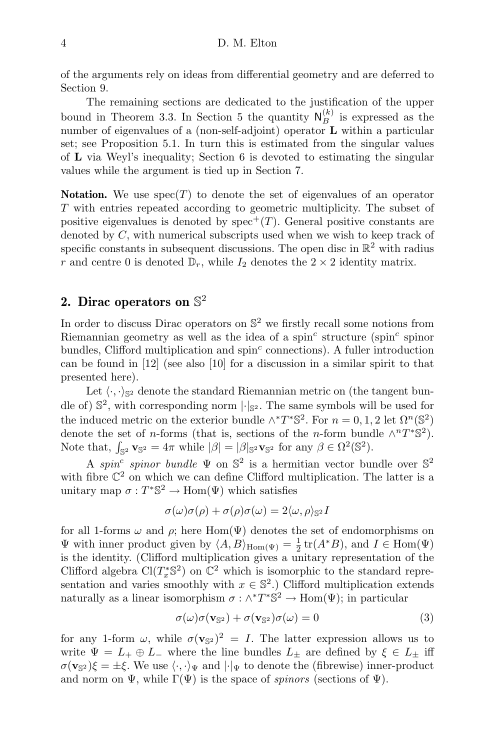of the arguments rely on ideas from differential geometry and are deferred to Section 9.

The remaining sections are dedicated to the justification of the upper bound in Theorem 3.3. In Section 5 the quantity $\mathsf{N}_B^{(k)}$ is expressed as the number of eigenvalues of a (non-self-adjoint) operator $\mathbf{L}$ within a particular set; see Proposition 5.1. In turn this is estimated from the singular values of $\mathbf{L}$ via Weyl's inequality; Section 6 is devoted to estimating the singular values while the argument is tied up in Section 7.

**Notation.** We use $\operatorname{spec}(T)$ to denote the set of eigenvalues of an operator $T$ with entries repeated according to geometric multiplicity. The subset of positive eigenvalues is denoted by $\operatorname{spec}^+(T)$. General positive constants are denoted by $C$, with numerical subscripts used when we wish to keep track of specific constants in subsequent discussions. The open disc in $\mathbb{R}^2$ with radius $r$ and centre 0 is denoted $\mathbb{D}_r$, while $I_2$ denotes the $2\times 2$ identity matrix.

## 2. Dirac operators on $\mathbb{S}^2$

In order to discuss Dirac operators on $\mathbb{S}^2$ we firstly recall some notions from Riemannian geometry as well as the idea of a spin$^c$ structure (spin$^c$ spinor bundles, Clifford multiplication and spin$^c$ connections). A fuller introduction can be found in [12] (see also [10] for a discussion in a similar spirit to that presented here).

Let $\langle\cdot,\cdot\rangle_{\mathbb{S}^2}$ denote the standard Riemannian metric on (the tangent bundle of) $\mathbb{S}^2$, with corresponding norm $|\cdot|_{\mathbb{S}^2}$. The same symbols will be used for the induced metric on the exterior bundle $\wedge^* T^*\mathbb{S}^2$. For $n=0,1,2$ let $\Omega^n(\mathbb{S}^2)$ denote the set of $n$-forms (that is, sections of the $n$-form bundle $\wedge^n T^*\mathbb{S}^2$). Note that, $\int_{\mathbb{S}^2}\mathbf{v}_{\mathbb{S}^2}=4\pi$ while $|\beta|=|\beta|_{\mathbb{S}^2}\mathbf{v}_{\mathbb{S}^2}$ for any $\beta\in\Omega^2(\mathbb{S}^2)$.

A *spin$^c$ spinor bundle* $\Psi$ on $\mathbb{S}^2$ is a hermitian vector bundle over $\mathbb{S}^2$ with fibre $\mathbb{C}^2$ on which we can define Clifford multiplication. The latter is a unitary map $\sigma: T^*\mathbb{S}^2\to \operatorname{Hom}(\Psi)$ which satisfies

$$\sigma(\omega)\sigma(\rho)+\sigma(\rho)\sigma(\omega)=2\langle\omega,\rho\rangle_{\mathbb{S}^2}I$$

for all 1-forms $\omega$ and $\rho$; here $\operatorname{Hom}(\Psi)$ denotes the set of endomorphisms on $\Psi$ with inner product given by $\langle A,B\rangle_{\operatorname{Hom}(\Psi)}=\frac{1}{2}\operatorname{tr}(A^*B)$, and $I\in\operatorname{Hom}(\Psi)$ is the identity. (Clifford multiplication gives a unitary representation of the Clifford algebra $\operatorname{Cl}(T_x^*\mathbb{S}^2)$ on $\mathbb{C}^2$ which is isomorphic to the standard representation and varies smoothly with $x\in\mathbb{S}^2$.) Clifford multiplication extends naturally as a linear isomorphism $\sigma:\wedge^*T^*\mathbb{S}^2\to\operatorname{Hom}(\Psi)$; in particular

$$\sigma(\omega)\sigma(\mathbf{v}_{\mathbb{S}^2})+\sigma(\mathbf{v}_{\mathbb{S}^2})\sigma(\omega)=0 \tag{3}$$

for any 1-form $\omega$, while $\sigma(\mathbf{v}_{\mathbb{S}^2})^2=I$. The latter expression allows us to write $\Psi=L_+\oplus L_-$ where the line bundles $L_\pm$ are defined by $\xi\in L_\pm$ iff $\sigma(\mathbf{v}_{\mathbb{S}^2})\xi=\pm\xi$. We use $\langle\cdot,\cdot\rangle_\Psi$ and $|\cdot|_\Psi$ to denote the (fibrewise) inner-product and norm on $\Psi$, while $\Gamma(\Psi)$ is the space of *spinors* (sections of $\Psi$).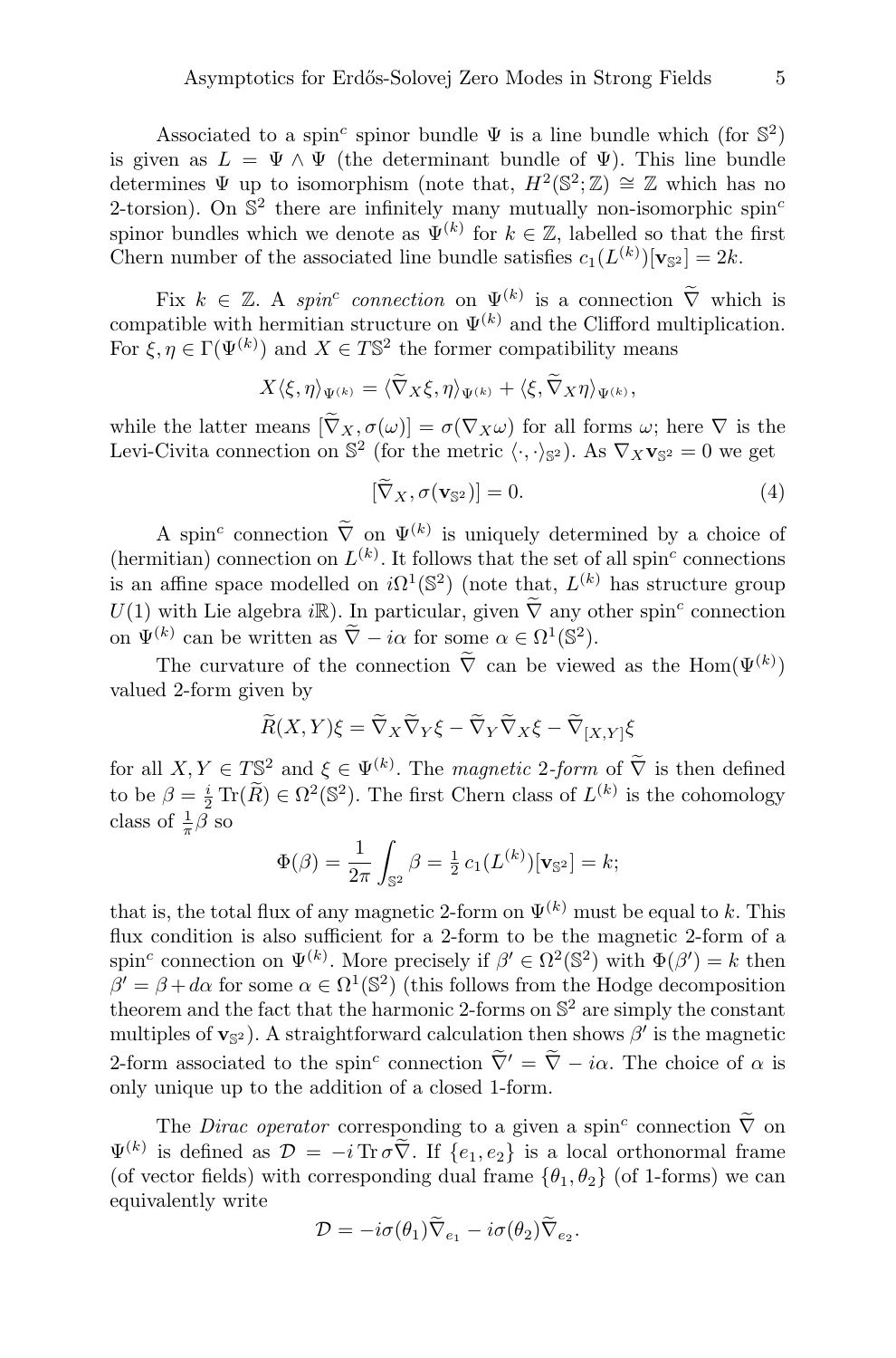Associated to a spin$^c$ spinor bundle $\Psi$ is a line bundle which (for $\mathbb{S}^2$) is given as $L = \Psi \wedge \Psi$ (the determinant bundle of $\Psi$). This line bundle determines $\Psi$ up to isomorphism (note that, $H^2(\mathbb{S}^2;\mathbb{Z}) \cong \mathbb{Z}$ which has no 2-torsion). On $\mathbb{S}^2$ there are infinitely many mutually non-isomorphic spin$^c$ spinor bundles which we denote as $\Psi^{(k)}$ for $k \in \mathbb{Z}$, labelled so that the first Chern number of the associated line bundle satisfies $c_1(L^{(k)})[\mathbf{v}_{\mathbb{S}^2}] = 2k$.

Fix $k \in \mathbb{Z}$. A *spin$^c$ connection* on $\Psi^{(k)}$ is a connection $\widetilde{\nabla}$ which is compatible with hermitian structure on $\Psi^{(k)}$ and the Clifford multiplication. For $\xi, \eta \in \Gamma(\Psi^{(k)})$ and $X \in T\mathbb{S}^2$ the former compatibility means

$$X\langle \xi, \eta\rangle_{\Psi^{(k)}} = \langle \widetilde{\nabla}_X \xi, \eta\rangle_{\Psi^{(k)}} + \langle \xi, \widetilde{\nabla}_X \eta\rangle_{\Psi^{(k)}},$$

while the latter means $[\widetilde{\nabla}_X, \sigma(\omega)] = \sigma(\nabla_X \omega)$ for all forms $\omega$; here $\nabla$ is the Levi-Civita connection on $\mathbb{S}^2$ (for the metric $\langle\cdot,\cdot\rangle_{\mathbb{S}^2}$). As $\nabla_X \mathbf{v}_{\mathbb{S}^2} = 0$ we get

$$[\widetilde{\nabla}_X, \sigma(\mathbf{v}_{\mathbb{S}^2})] = 0. \tag{4}$$

A spin$^c$ connection $\widetilde{\nabla}$ on $\Psi^{(k)}$ is uniquely determined by a choice of (hermitian) connection on $L^{(k)}$. It follows that the set of all spin$^c$ connections is an affine space modelled on $i\Omega^1(\mathbb{S}^2)$ (note that, $L^{(k)}$ has structure group $U(1)$ with Lie algebra $i\mathbb{R}$). In particular, given $\widetilde{\nabla}$ any other spin$^c$ connection on $\Psi^{(k)}$ can be written as $\widetilde{\nabla} - i\alpha$ for some $\alpha \in \Omega^1(\mathbb{S}^2)$.

The curvature of the connection $\widetilde{\nabla}$ can be viewed as the $\mathrm{Hom}(\Psi^{(k)})$ valued 2-form given by

$$\widetilde{R}(X,Y)\xi = \widetilde{\nabla}_X \widetilde{\nabla}_Y \xi - \widetilde{\nabla}_Y \widetilde{\nabla}_X \xi - \widetilde{\nabla}_{[X,Y]}\xi$$

for all $X, Y \in T\mathbb{S}^2$ and $\xi \in \Psi^{(k)}$. The *magnetic* 2-*form* of $\widetilde{\nabla}$ is then defined to be $\beta = \frac{i}{2}\operatorname{Tr}(\widetilde{R}) \in \Omega^2(\mathbb{S}^2)$. The first Chern class of $L^{(k)}$ is the cohomology class of $\frac{1}{\pi}\beta$ so

$$\Phi(\beta) = \frac{1}{2\pi}\int_{\mathbb{S}^2} \beta = \tfrac{1}{2}\, c_1(L^{(k)})[\mathbf{v}_{\mathbb{S}^2}] = k;$$

that is, the total flux of any magnetic 2-form on $\Psi^{(k)}$ must be equal to $k$. This flux condition is also sufficient for a 2-form to be the magnetic 2-form of a spin$^c$ connection on $\Psi^{(k)}$. More precisely if $\beta' \in \Omega^2(\mathbb{S}^2)$ with $\Phi(\beta') = k$ then $\beta' = \beta + d\alpha$ for some $\alpha \in \Omega^1(\mathbb{S}^2)$ (this follows from the Hodge decomposition theorem and the fact that the harmonic 2-forms on $\mathbb{S}^2$ are simply the constant multiples of $\mathbf{v}_{\mathbb{S}^2}$). A straightforward calculation then shows $\beta'$ is the magnetic 2-form associated to the spin$^c$ connection $\widetilde{\nabla}' = \widetilde{\nabla} - i\alpha$. The choice of $\alpha$ is only unique up to the addition of a closed 1-form.

The *Dirac operator* corresponding to a given a spin$^c$ connection $\widetilde{\nabla}$ on $\Psi^{(k)}$ is defined as $\mathcal{D} = -i\operatorname{Tr}\sigma\widetilde{\nabla}$. If $\{e_1, e_2\}$ is a local orthonormal frame (of vector fields) with corresponding dual frame $\{\theta_1, \theta_2\}$ (of 1-forms) we can equivalently write

$$\mathcal{D} = -i\sigma(\theta_1)\widetilde{\nabla}_{e_1} - i\sigma(\theta_2)\widetilde{\nabla}_{e_2}.$$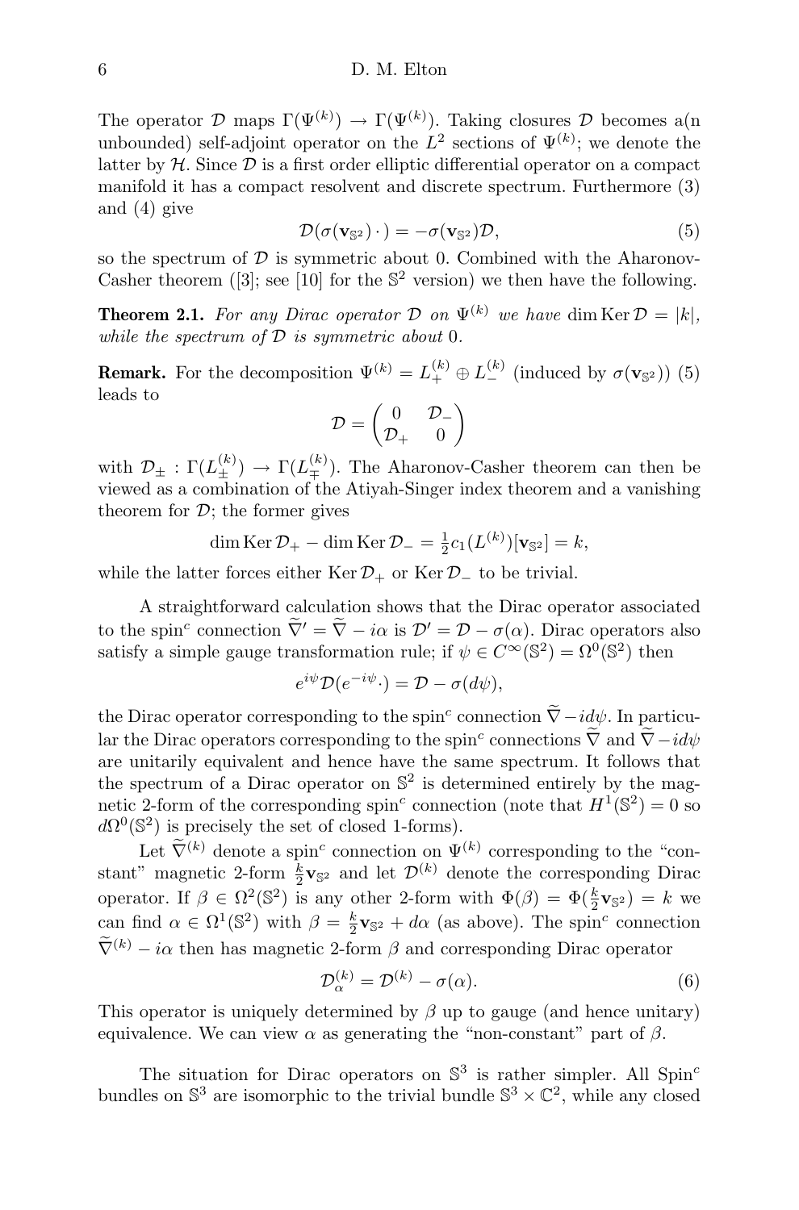The operator $\mathcal{D}$ maps $\Gamma(\Psi^{(k)}) \to \Gamma(\Psi^{(k)})$. Taking closures $\mathcal{D}$ becomes a(n unbounded) self-adjoint operator on the $L^2$ sections of $\Psi^{(k)}$; we denote the latter by $\mathcal{H}$. Since $\mathcal{D}$ is a first order elliptic differential operator on a compact manifold it has a compact resolvent and discrete spectrum. Furthermore (3) and (4) give

$$\mathcal{D}(\sigma(\mathbf{v}_{\mathbb{S}^2})\,\cdot\,) = -\sigma(\mathbf{v}_{\mathbb{S}^2})\mathcal{D}, \tag{5}$$

so the spectrum of $\mathcal{D}$ is symmetric about 0. Combined with the Aharonov-Casher theorem ([3]; see [10] for the $\mathbb{S}^2$ version) we then have the following.

**Theorem 2.1.** *For any Dirac operator $\mathcal{D}$ on $\Psi^{(k)}$ we have $\dim \operatorname{Ker} \mathcal{D} = |k|$, while the spectrum of $\mathcal{D}$ is symmetric about 0.*

**Remark.** For the decomposition $\Psi^{(k)} = L_+^{(k)} \oplus L_-^{(k)}$ (induced by $\sigma(\mathbf{v}_{\mathbb{S}^2})$) (5) leads to

$$\mathcal{D} = \begin{pmatrix} 0 & \mathcal{D}_- \\ \mathcal{D}_+ & 0 \end{pmatrix}$$

with $\mathcal{D}_\pm : \Gamma(L_\pm^{(k)}) \to \Gamma(L_\mp^{(k)})$. The Aharonov-Casher theorem can then be viewed as a combination of the Atiyah-Singer index theorem and a vanishing theorem for $\mathcal{D}$; the former gives

$$\dim \operatorname{Ker} \mathcal{D}_+ - \dim \operatorname{Ker} \mathcal{D}_- = \tfrac{1}{2} c_1(L^{(k)})[\mathbf{v}_{\mathbb{S}^2}] = k,$$

while the latter forces either $\operatorname{Ker} \mathcal{D}_+$ or $\operatorname{Ker} \mathcal{D}_-$ to be trivial.

A straightforward calculation shows that the Dirac operator associated to the spin$^c$ connection $\widetilde{\nabla}' = \widetilde{\nabla} - i\alpha$ is $\mathcal{D}' = \mathcal{D} - \sigma(\alpha)$. Dirac operators also satisfy a simple gauge transformation rule; if $\psi \in C^\infty(\mathbb{S}^2) = \Omega^0(\mathbb{S}^2)$ then

$$e^{i\psi}\mathcal{D}(e^{-i\psi}\cdot) = \mathcal{D} - \sigma(d\psi),$$

the Dirac operator corresponding to the spin$^c$ connection $\widetilde{\nabla} - id\psi$. In particular the Dirac operators corresponding to the spin$^c$ connections $\widetilde{\nabla}$ and $\widetilde{\nabla} - id\psi$ are unitarily equivalent and hence have the same spectrum. It follows that the spectrum of a Dirac operator on $\mathbb{S}^2$ is determined entirely by the magnetic 2-form of the corresponding spin$^c$ connection (note that $H^1(\mathbb{S}^2) = 0$ so $d\Omega^0(\mathbb{S}^2)$ is precisely the set of closed 1-forms).

Let $\widetilde{\nabla}^{(k)}$ denote a spin$^c$ connection on $\Psi^{(k)}$ corresponding to the "constant" magnetic 2-form $\frac{k}{2}\mathbf{v}_{\mathbb{S}^2}$ and let $\mathcal{D}^{(k)}$ denote the corresponding Dirac operator. If $\beta \in \Omega^2(\mathbb{S}^2)$ is any other 2-form with $\Phi(\beta) = \Phi(\frac{k}{2}\mathbf{v}_{\mathbb{S}^2}) = k$ we can find $\alpha \in \Omega^1(\mathbb{S}^2)$ with $\beta = \frac{k}{2}\mathbf{v}_{\mathbb{S}^2} + d\alpha$ (as above). The spin$^c$ connection $\widetilde{\nabla}^{(k)} - i\alpha$ then has magnetic 2-form $\beta$ and corresponding Dirac operator

$$\mathcal{D}_\alpha^{(k)} = \mathcal{D}^{(k)} - \sigma(\alpha). \tag{6}$$

This operator is uniquely determined by $\beta$ up to gauge (and hence unitary) equivalence. We can view $\alpha$ as generating the "non-constant" part of $\beta$.

The situation for Dirac operators on $\mathbb{S}^3$ is rather simpler. All Spin$^c$ bundles on $\mathbb{S}^3$ are isomorphic to the trivial bundle $\mathbb{S}^3 \times \mathbb{C}^2$, while any closed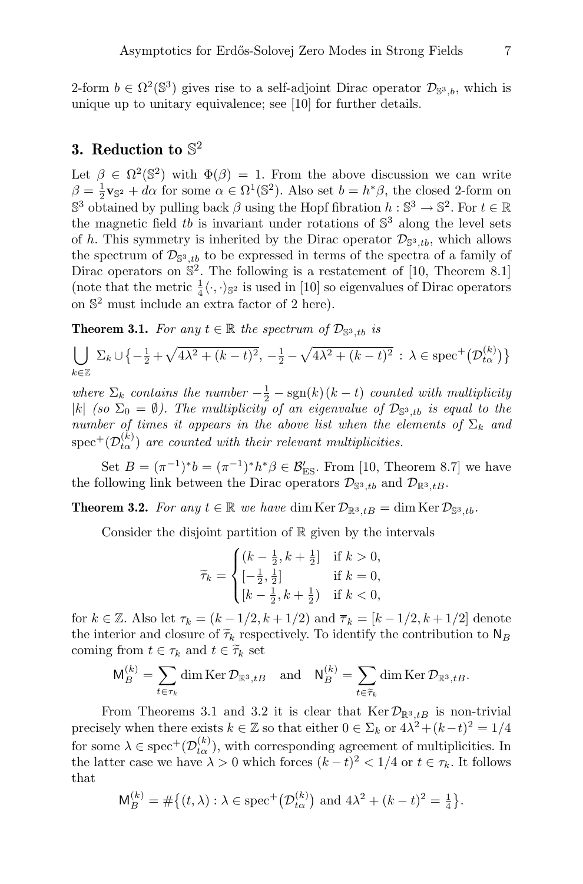2-form $b \in \Omega^2(\mathbb{S}^3)$ gives rise to a self-adjoint Dirac operator $\mathcal{D}_{\mathbb{S}^3,b}$, which is unique up to unitary equivalence; see [10] for further details.

## 3. Reduction to $\mathbb{S}^2$

Let $\beta \in \Omega^2(\mathbb{S}^2)$ with $\Phi(\beta) = 1$. From the above discussion we can write $\beta = \frac{1}{2}\mathbf{v}_{\mathbb{S}^2} + d\alpha$ for some $\alpha \in \Omega^1(\mathbb{S}^2)$. Also set $b = h^*\beta$, the closed 2-form on $\mathbb{S}^3$ obtained by pulling back $\beta$ using the Hopf fibration $h : \mathbb{S}^3 \to \mathbb{S}^2$. For $t \in \mathbb{R}$ the magnetic field $tb$ is invariant under rotations of $\mathbb{S}^3$ along the level sets of $h$. This symmetry is inherited by the Dirac operator $\mathcal{D}_{\mathbb{S}^3,tb}$, which allows the spectrum of $\mathcal{D}_{\mathbb{S}^3,tb}$ to be expressed in terms of the spectra of a family of Dirac operators on $\mathbb{S}^2$. The following is a restatement of [10, Theorem 8.1] (note that the metric $\frac{1}{4}\langle\cdot,\cdot\rangle_{\mathbb{S}^2}$ is used in [10] so eigenvalues of Dirac operators on $\mathbb{S}^2$ must include an extra factor of 2 here).

**Theorem 3.1.** *For any $t \in \mathbb{R}$ the spectrum of $\mathcal{D}_{\mathbb{S}^3,tb}$ is*

$$\bigcup_{k\in\mathbb{Z}} \Sigma_k \cup \big\{-\tfrac{1}{2} + \sqrt{4\lambda^2 + (k-t)^2},\ -\tfrac{1}{2} - \sqrt{4\lambda^2 + (k-t)^2} \,:\, \lambda \in \operatorname{spec}^+\big(\mathcal{D}^{(k)}_{t\alpha}\big)\big\}$$

*where $\Sigma_k$ contains the number $-\frac{1}{2} - \operatorname{sgn}(k)\,(k-t)$ counted with multiplicity $|k|$ (so $\Sigma_0 = \emptyset$). The multiplicity of an eigenvalue of $\mathcal{D}_{\mathbb{S}^3,tb}$ is equal to the number of times it appears in the above list when the elements of $\Sigma_k$ and $\operatorname{spec}^+(\mathcal{D}^{(k)}_{t\alpha})$ are counted with their relevant multiplicities.*

Set $B = (\pi^{-1})^*b = (\pi^{-1})^*h^*\beta \in \mathcal{B}'_{\mathrm{ES}}$. From [10, Theorem 8.7] we have the following link between the Dirac operators $\mathcal{D}_{\mathbb{S}^3,tb}$ and $\mathcal{D}_{\mathbb{R}^3,tB}$.

**Theorem 3.2.** *For any $t \in \mathbb{R}$ we have $\dim\operatorname{Ker}\mathcal{D}_{\mathbb{R}^3,tB} = \dim\operatorname{Ker}\mathcal{D}_{\mathbb{S}^3,tb}$.*

Consider the disjoint partition of $\mathbb{R}$ given by the intervals

$$\widetilde{\tau}_k = \begin{cases} (k-\frac{1}{2}, k+\frac{1}{2}] & \text{if } k > 0,\\ [-\frac{1}{2}, \frac{1}{2}] & \text{if } k = 0,\\ [k-\frac{1}{2}, k+\frac{1}{2}) & \text{if } k < 0, \end{cases}$$

for $k \in \mathbb{Z}$. Also let $\tau_k = (k - 1/2, k + 1/2)$ and $\overline{\tau}_k = [k-1/2, k+1/2]$ denote the interior and closure of $\widetilde{\tau}_k$ respectively. To identify the contribution to $\mathsf{N}_B$ coming from $t \in \tau_k$ and $t \in \widetilde{\tau}_k$ set

$$\mathsf{M}^{(k)}_B = \sum_{t\in\tau_k} \dim\operatorname{Ker}\mathcal{D}_{\mathbb{R}^3,tB} \quad \text{and} \quad \mathsf{N}^{(k)}_B = \sum_{t\in\widetilde{\tau}_k} \dim\operatorname{Ker}\mathcal{D}_{\mathbb{R}^3,tB}.$$

From Theorems 3.1 and 3.2 it is clear that $\operatorname{Ker}\mathcal{D}_{\mathbb{R}^3,tB}$ is non-trivial precisely when there exists $k \in \mathbb{Z}$ so that either $0 \in \Sigma_k$ or $4\lambda^2 + (k-t)^2 = 1/4$ for some $\lambda \in \operatorname{spec}^+(\mathcal{D}^{(k)}_{t\alpha})$, with corresponding agreement of multiplicities. In the latter case we have $\lambda > 0$ which forces $(k-t)^2 < 1/4$ or $t \in \tau_k$. It follows that

$$\mathsf{M}^{(k)}_B = \#\big\{(t,\lambda) : \lambda \in \operatorname{spec}^+\big(\mathcal{D}^{(k)}_{t\alpha}\big) \text{ and } 4\lambda^2 + (k-t)^2 = \tfrac{1}{4}\big\}.$$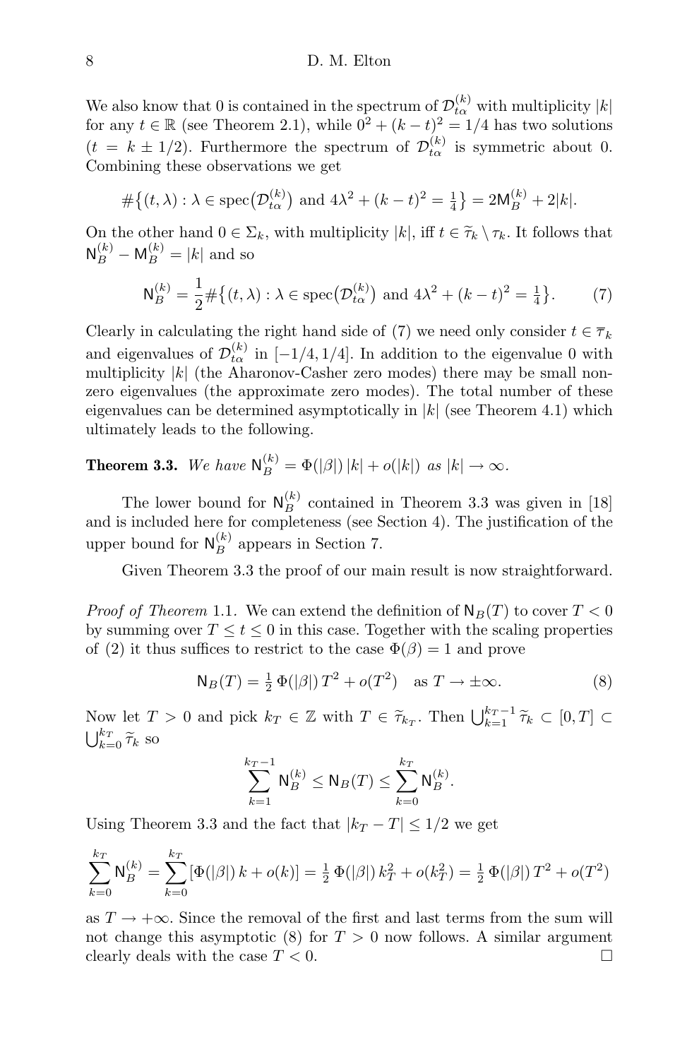We also know that 0 is contained in the spectrum of $\mathcal{D}^{(k)}_{t\alpha}$ with multiplicity $|k|$ for any $t \in \mathbb{R}$ (see Theorem 2.1), while $0^2 + (k-t)^2 = 1/4$ has two solutions ($t = k \pm 1/2$). Furthermore the spectrum of $\mathcal{D}^{(k)}_{t\alpha}$ is symmetric about 0. Combining these observations we get

$$\#\big\{(t,\lambda) : \lambda \in \operatorname{spec}\big(\mathcal{D}^{(k)}_{t\alpha}\big) \text{ and } 4\lambda^2 + (k-t)^2 = \tfrac{1}{4}\big\} = 2\mathsf{M}^{(k)}_B + 2|k|.$$

On the other hand $0 \in \Sigma_k$, with multiplicity $|k|$, iff $t \in \widetilde{\tau}_k \setminus \tau_k$. It follows that $\mathsf{N}^{(k)}_B - \mathsf{M}^{(k)}_B = |k|$ and so

$$\mathsf{N}^{(k)}_B = \frac{1}{2}\#\big\{(t,\lambda) : \lambda \in \operatorname{spec}\big(\mathcal{D}^{(k)}_{t\alpha}\big) \text{ and } 4\lambda^2 + (k-t)^2 = \tfrac{1}{4}\big\}. \tag{7}$$

Clearly in calculating the right hand side of (7) we need only consider $t \in \overline{\tau}_k$ and eigenvalues of $\mathcal{D}^{(k)}_{t\alpha}$ in $[-1/4, 1/4]$. In addition to the eigenvalue 0 with multiplicity $|k|$ (the Aharonov-Casher zero modes) there may be small non-zero eigenvalues (the approximate zero modes). The total number of these eigenvalues can be determined asymptotically in $|k|$ (see Theorem 4.1) which ultimately leads to the following.

**Theorem 3.3.** *We have $\mathsf{N}^{(k)}_B = \Phi(|\beta|)\,|k| + o(|k|)$ as $|k| \to \infty$.*

The lower bound for $\mathsf{N}^{(k)}_B$ contained in Theorem 3.3 was given in [18] and is included here for completeness (see Section 4). The justification of the upper bound for $\mathsf{N}^{(k)}_B$ appears in Section 7.

Given Theorem 3.3 the proof of our main result is now straightforward.

*Proof of Theorem* 1.1. We can extend the definition of $\mathsf{N}_B(T)$ to cover $T < 0$ by summing over $T \le t \le 0$ in this case. Together with the scaling properties of (2) it thus suffices to restrict to the case $\Phi(\beta) = 1$ and prove

$$\mathsf{N}_B(T) = \tfrac{1}{2}\,\Phi(|\beta|)\,T^2 + o(T^2) \quad \text{as } T \to \pm\infty. \tag{8}$$

Now let $T > 0$ and pick $k_T \in \mathbb{Z}$ with $T \in \widetilde{\tau}_{k_T}$. Then $\bigcup_{k=1}^{k_T-1} \widetilde{\tau}_k \subset [0,T] \subset \bigcup_{k=0}^{k_T} \widetilde{\tau}_k$ so

$$\sum_{k=1}^{k_T-1} \mathsf{N}^{(k)}_B \le \mathsf{N}_B(T) \le \sum_{k=0}^{k_T} \mathsf{N}^{(k)}_B.$$

Using Theorem 3.3 and the fact that $|k_T - T| \le 1/2$ we get

$$\sum_{k=0}^{k_T} \mathsf{N}^{(k)}_B = \sum_{k=0}^{k_T} \big[\Phi(|\beta|)\,k + o(k)\big] = \tfrac{1}{2}\,\Phi(|\beta|)\,k_T^2 + o(k_T^2) = \tfrac{1}{2}\,\Phi(|\beta|)\,T^2 + o(T^2)$$

as $T \to +\infty$. Since the removal of the first and last terms from the sum will not change this asymptotic (8) for $T > 0$ now follows. A similar argument clearly deals with the case $T < 0$. $\square$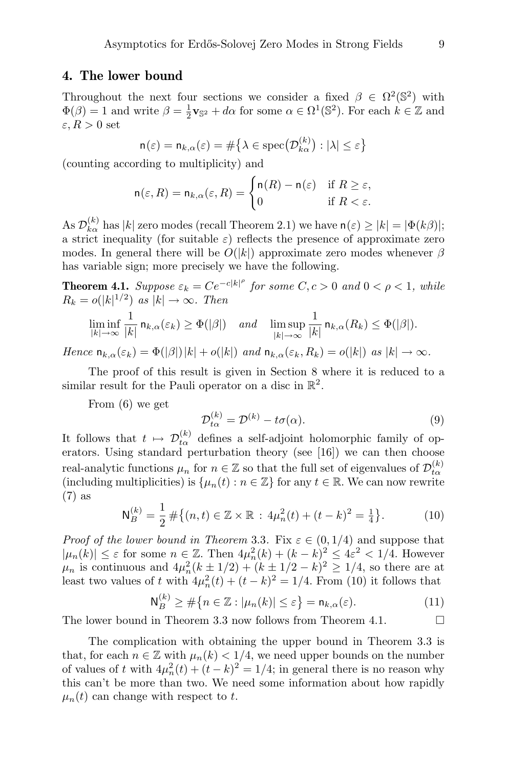## 4. The lower bound

Throughout the next four sections we consider a fixed $\beta \in \Omega^2(\mathbb{S}^2)$ with $\Phi(\beta) = 1$ and write $\beta = \frac{1}{2}\mathbf{v}_{\mathbb{S}^2} + d\alpha$ for some $\alpha \in \Omega^1(\mathbb{S}^2)$. For each $k \in \mathbb{Z}$ and $\varepsilon, R > 0$ set

$$\mathsf{n}(\varepsilon) = \mathsf{n}_{k,\alpha}(\varepsilon) = \#\big\{\lambda \in \operatorname{spec}\big(\mathcal{D}^{(k)}_{k\alpha}\big) : |\lambda| \le \varepsilon\big\}$$

(counting according to multiplicity) and

$$\mathsf{n}(\varepsilon, R) = \mathsf{n}_{k,\alpha}(\varepsilon, R) = \begin{cases} \mathsf{n}(R) - \mathsf{n}(\varepsilon) & \text{if } R \ge \varepsilon, \\ 0 & \text{if } R < \varepsilon. \end{cases}$$

As $\mathcal{D}^{(k)}_{k\alpha}$ has $|k|$ zero modes (recall Theorem 2.1) we have $\mathsf{n}(\varepsilon) \ge |k| = |\Phi(k\beta)|$; a strict inequality (for suitable $\varepsilon$) reflects the presence of approximate zero modes. In general there will be $O(|k|)$ approximate zero modes whenever $\beta$ has variable sign; more precisely we have the following.

**Theorem 4.1.** *Suppose $\varepsilon_k = Ce^{-c|k|^\rho}$ for some $C, c > 0$ and $0 < \rho < 1$, while $R_k = o(|k|^{1/2})$ as $|k| \to \infty$. Then*

$$\liminf_{|k|\to\infty} \frac{1}{|k|}\, \mathsf{n}_{k,\alpha}(\varepsilon_k) \ge \Phi(|\beta|) \quad \text{and} \quad \limsup_{|k|\to\infty} \frac{1}{|k|}\, \mathsf{n}_{k,\alpha}(R_k) \le \Phi(|\beta|).$$

*Hence $\mathsf{n}_{k,\alpha}(\varepsilon_k) = \Phi(|\beta|)\,|k| + o(|k|)$ and $\mathsf{n}_{k,\alpha}(\varepsilon_k, R_k) = o(|k|)$ as $|k| \to \infty$.*

The proof of this result is given in Section 8 where it is reduced to a similar result for the Pauli operator on a disc in $\mathbb{R}^2$.

From (6) we get

$$\mathcal{D}^{(k)}_{t\alpha} = \mathcal{D}^{(k)} - t\sigma(\alpha). \tag{9}$$

It follows that $t \mapsto \mathcal{D}^{(k)}_{t\alpha}$ defines a self-adjoint holomorphic family of operators. Using standard perturbation theory (see [16]) we can then choose real-analytic functions $\mu_n$ for $n \in \mathbb{Z}$ so that the full set of eigenvalues of $\mathcal{D}^{(k)}_{t\alpha}$ (including multiplicities) is $\{\mu_n(t) : n \in \mathbb{Z}\}$ for any $t \in \mathbb{R}$. We can now rewrite (7) as

$$\mathsf{N}^{(k)}_B = \frac{1}{2}\,\#\big\{(n,t) \in \mathbb{Z}\times\mathbb{R} : 4\mu_n^2(t) + (t-k)^2 = \tfrac{1}{4}\big\}. \tag{10}$$

*Proof of the lower bound in Theorem* 3.3. Fix $\varepsilon \in (0, 1/4)$ and suppose that $|\mu_n(k)| \le \varepsilon$ for some $n \in \mathbb{Z}$. Then $4\mu_n^2(k) + (k-k)^2 \le 4\varepsilon^2 < 1/4$. However $\mu_n$ is continuous and $4\mu_n^2(k \pm 1/2) + (k \pm 1/2 - k)^2 \ge 1/4$, so there are at least two values of $t$ with $4\mu_n^2(t) + (t-k)^2 = 1/4$. From (10) it follows that

$$\mathsf{N}^{(k)}_B \ge \#\big\{n \in \mathbb{Z} : |\mu_n(k)| \le \varepsilon\big\} = \mathsf{n}_{k,\alpha}(\varepsilon). \tag{11}$$

The lower bound in Theorem 3.3 now follows from Theorem 4.1. $\square$

The complication with obtaining the upper bound in Theorem 3.3 is that, for each $n \in \mathbb{Z}$ with $\mu_n(k) < 1/4$, we need upper bounds on the number of values of $t$ with $4\mu_n^2(t) + (t-k)^2 = 1/4$; in general there is no reason why this can't be more than two. We need some information about how rapidly $\mu_n(t)$ can change with respect to $t$.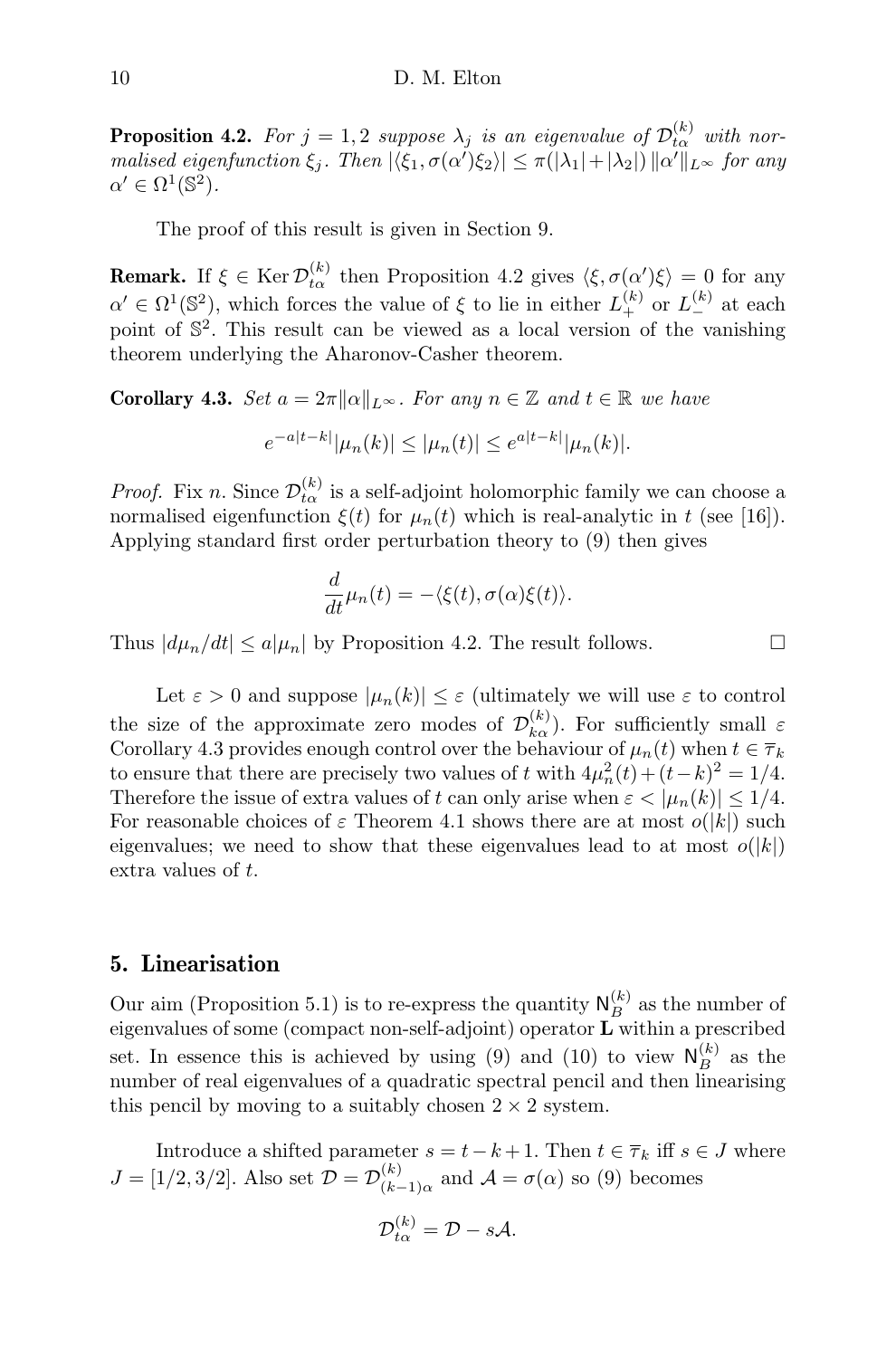**Proposition 4.2.** *For $j = 1, 2$ suppose $\lambda_j$ is an eigenvalue of $\mathcal{D}^{(k)}_{t\alpha}$ with normalised eigenfunction $\xi_j$. Then $|\langle \xi_1, \sigma(\alpha')\xi_2\rangle| \leq \pi(|\lambda_1| + |\lambda_2|)\, \|\alpha'\|_{L^\infty}$ for any $\alpha' \in \Omega^1(\mathbb{S}^2)$.*

The proof of this result is given in Section 9.

**Remark.** If $\xi \in \operatorname{Ker} \mathcal{D}^{(k)}_{t\alpha}$ then Proposition 4.2 gives $\langle \xi, \sigma(\alpha')\xi\rangle = 0$ for any $\alpha' \in \Omega^1(\mathbb{S}^2)$, which forces the value of $\xi$ to lie in either $L^{(k)}_+$ or $L^{(k)}_-$ at each point of $\mathbb{S}^2$. This result can be viewed as a local version of the vanishing theorem underlying the Aharonov-Casher theorem.

**Corollary 4.3.** *Set $a = 2\pi\|\alpha\|_{L^\infty}$. For any $n \in \mathbb{Z}$ and $t \in \mathbb{R}$ we have*

$$e^{-a|t-k|}|\mu_n(k)| \leq |\mu_n(t)| \leq e^{a|t-k|}|\mu_n(k)|.$$

*Proof.* Fix $n$. Since $\mathcal{D}^{(k)}_{t\alpha}$ is a self-adjoint holomorphic family we can choose a normalised eigenfunction $\xi(t)$ for $\mu_n(t)$ which is real-analytic in $t$ (see [16]). Applying standard first order perturbation theory to (9) then gives

$$\frac{d}{dt}\mu_n(t) = -\langle \xi(t), \sigma(\alpha)\xi(t)\rangle.$$

Thus $|d\mu_n/dt| \leq a|\mu_n|$ by Proposition 4.2. The result follows. $\square$

Let $\varepsilon > 0$ and suppose $|\mu_n(k)| \leq \varepsilon$ (ultimately we will use $\varepsilon$ to control the size of the approximate zero modes of $\mathcal{D}^{(k)}_{k\alpha}$). For sufficiently small $\varepsilon$ Corollary 4.3 provides enough control over the behaviour of $\mu_n(t)$ when $t \in \overline{\tau}_k$ to ensure that there are precisely two values of $t$ with $4\mu_n^2(t) + (t-k)^2 = 1/4$. Therefore the issue of extra values of $t$ can only arise when $\varepsilon < |\mu_n(k)| \leq 1/4$. For reasonable choices of $\varepsilon$ Theorem 4.1 shows there are at most $o(|k|)$ such eigenvalues; we need to show that these eigenvalues lead to at most $o(|k|)$ extra values of $t$.

## 5. Linearisation

Our aim (Proposition 5.1) is to re-express the quantity $\mathsf{N}^{(k)}_B$ as the number of eigenvalues of some (compact non-self-adjoint) operator $\mathbf{L}$ within a prescribed set. In essence this is achieved by using (9) and (10) to view $\mathsf{N}^{(k)}_B$ as the number of real eigenvalues of a quadratic spectral pencil and then linearising this pencil by moving to a suitably chosen $2 \times 2$ system.

Introduce a shifted parameter $s = t - k + 1$. Then $t \in \overline{\tau}_k$ iff $s \in J$ where $J = [1/2, 3/2]$. Also set $\mathcal{D} = \mathcal{D}^{(k)}_{(k-1)\alpha}$ and $\mathcal{A} = \sigma(\alpha)$ so (9) becomes

$$\mathcal{D}^{(k)}_{t\alpha} = \mathcal{D} - s\mathcal{A}.$$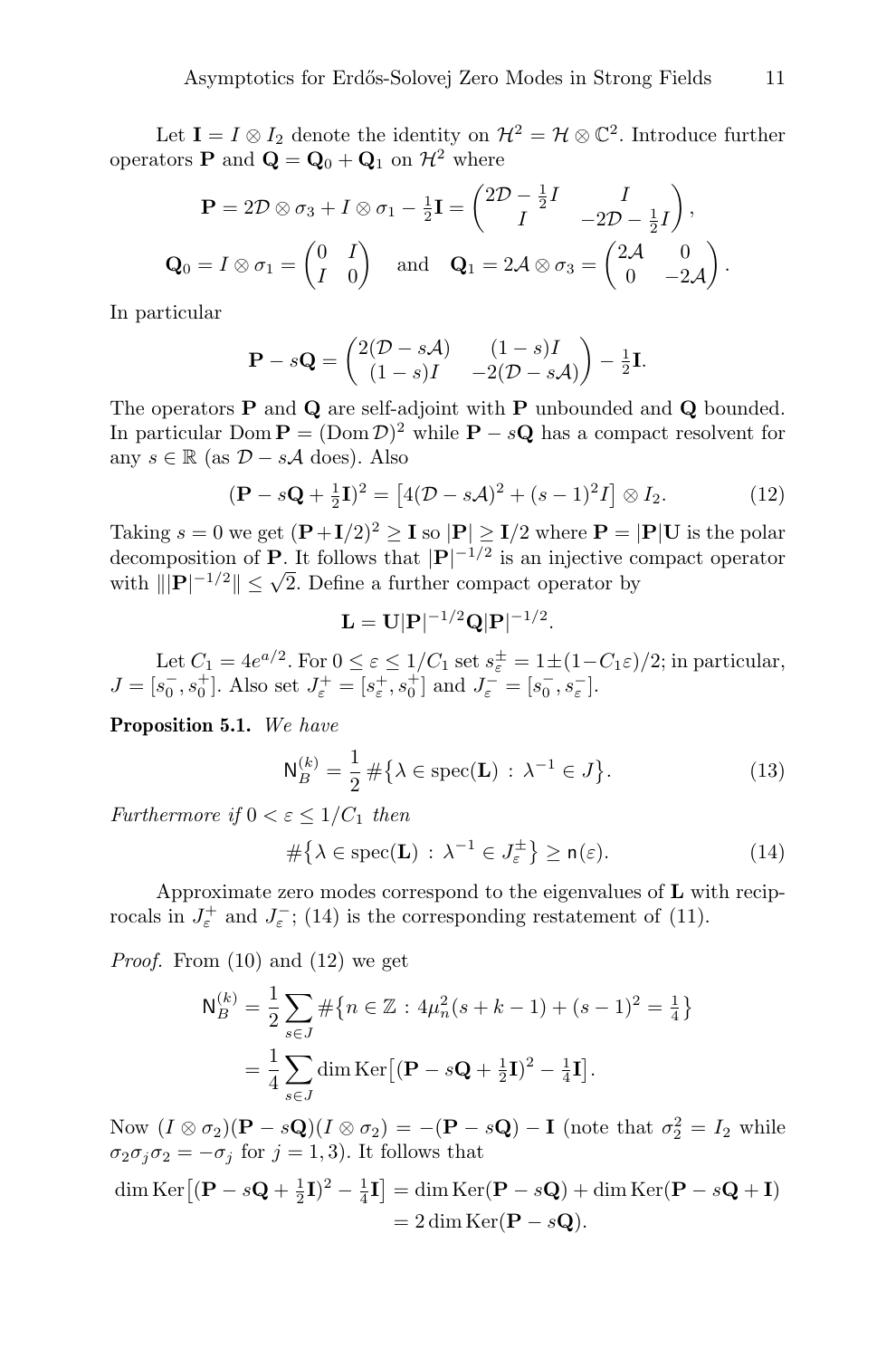Let $\mathbf{I} = I \otimes I_2$ denote the identity on $\mathcal{H}^2 = \mathcal{H} \otimes \mathbb{C}^2$. Introduce further operators $\mathbf{P}$ and $\mathbf{Q} = \mathbf{Q}_0 + \mathbf{Q}_1$ on $\mathcal{H}^2$ where

$$\mathbf{P} = 2\mathcal{D} \otimes \sigma_3 + I \otimes \sigma_1 - \tfrac{1}{2}\mathbf{I} = \begin{pmatrix} 2\mathcal{D} - \frac{1}{2}I & I \\ I & -2\mathcal{D} - \frac{1}{2}I \end{pmatrix},$$

$$\mathbf{Q}_0 = I \otimes \sigma_1 = \begin{pmatrix} 0 & I \\ I & 0 \end{pmatrix} \quad \text{and} \quad \mathbf{Q}_1 = 2\mathcal{A} \otimes \sigma_3 = \begin{pmatrix} 2\mathcal{A} & 0 \\ 0 & -2\mathcal{A} \end{pmatrix}.$$

In particular

$$\mathbf{P} - s\mathbf{Q} = \begin{pmatrix} 2(\mathcal{D} - s\mathcal{A}) & (1-s)I \\ (1-s)I & -2(\mathcal{D} - s\mathcal{A}) \end{pmatrix} - \tfrac{1}{2}\mathbf{I}.$$

The operators $\mathbf{P}$ and $\mathbf{Q}$ are self-adjoint with $\mathbf{P}$ unbounded and $\mathbf{Q}$ bounded. In particular $\operatorname{Dom} \mathbf{P} = (\operatorname{Dom} \mathcal{D})^2$ while $\mathbf{P} - s\mathbf{Q}$ has a compact resolvent for any $s \in \mathbb{R}$ (as $\mathcal{D} - s\mathcal{A}$ does). Also

$$(\mathbf{P} - s\mathbf{Q} + \tfrac{1}{2}\mathbf{I})^2 = \big[4(\mathcal{D} - s\mathcal{A})^2 + (s-1)^2 I\big] \otimes I_2. \tag{12}$$

Taking $s = 0$ we get $(\mathbf{P} + \mathbf{I}/2)^2 \geq \mathbf{I}$ so $|\mathbf{P}| \geq \mathbf{I}/2$ where $\mathbf{P} = |\mathbf{P}|\mathbf{U}$ is the polar decomposition of $\mathbf{P}$. It follows that $|\mathbf{P}|^{-1/2}$ is an injective compact operator with $\||\mathbf{P}|^{-1/2}\| \leq \sqrt{2}$. Define a further compact operator by

$$\mathbf{L} = \mathbf{U}|\mathbf{P}|^{-1/2}\mathbf{Q}|\mathbf{P}|^{-1/2}.$$

Let $C_1 = 4e^{a/2}$. For $0 \leq \varepsilon \leq 1/C_1$ set $s_\varepsilon^\pm = 1 \pm (1 - C_1\varepsilon)/2$; in particular, $J = [s_0^-, s_0^+]$. Also set $J_\varepsilon^+ = [s_\varepsilon^+, s_0^+]$ and $J_\varepsilon^- = [s_0^-, s_\varepsilon^-]$.

**Proposition 5.1.** *We have*

$$\mathsf{N}_B^{(k)} = \frac{1}{2}\,\#\big\{\lambda \in \operatorname{spec}(\mathbf{L}) \,:\, \lambda^{-1} \in J\big\}. \tag{13}$$

*Furthermore if $0 < \varepsilon \leq 1/C_1$ then*

$$\#\big\{\lambda \in \operatorname{spec}(\mathbf{L}) \,:\, \lambda^{-1} \in J_\varepsilon^\pm\big\} \geq \mathsf{n}(\varepsilon). \tag{14}$$

Approximate zero modes correspond to the eigenvalues of $\mathbf{L}$ with reciprocals in $J_\varepsilon^+$ and $J_\varepsilon^-$; (14) is the corresponding restatement of (11).

*Proof.* From (10) and (12) we get

$$\begin{aligned} \mathsf{N}_B^{(k)} &= \frac{1}{2}\sum_{s \in J} \#\big\{n \in \mathbb{Z} \,:\, 4\mu_n^2(s + k - 1) + (s-1)^2 = \tfrac{1}{4}\big\} \\ &= \frac{1}{4}\sum_{s \in J} \dim \operatorname{Ker}\big[(\mathbf{P} - s\mathbf{Q} + \tfrac{1}{2}\mathbf{I})^2 - \tfrac{1}{4}\mathbf{I}\big]. \end{aligned}$$

Now $(I \otimes \sigma_2)(\mathbf{P} - s\mathbf{Q})(I \otimes \sigma_2) = -(\mathbf{P} - s\mathbf{Q}) - \mathbf{I}$ (note that $\sigma_2^2 = I_2$ while $\sigma_2\sigma_j\sigma_2 = -\sigma_j$ for $j = 1, 3$). It follows that

$$\begin{aligned} \dim \operatorname{Ker}\big[(\mathbf{P} - s\mathbf{Q} + \tfrac{1}{2}\mathbf{I})^2 - \tfrac{1}{4}\mathbf{I}\big] &= \dim \operatorname{Ker}(\mathbf{P} - s\mathbf{Q}) + \dim \operatorname{Ker}(\mathbf{P} - s\mathbf{Q} + \mathbf{I}) \\ &= 2 \dim \operatorname{Ker}(\mathbf{P} - s\mathbf{Q}). \end{aligned}$$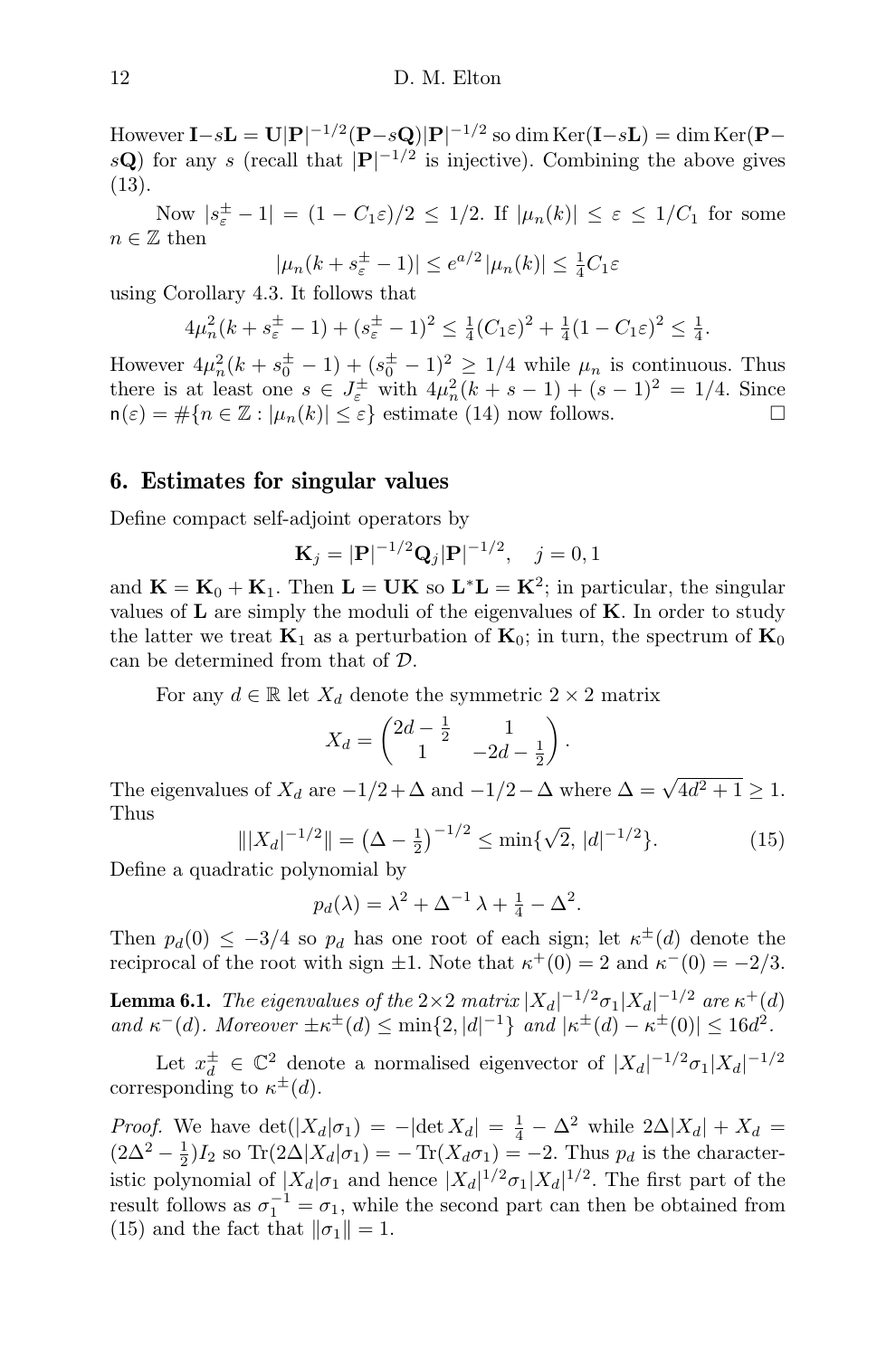However $\mathbf{I}-s\mathbf{L} = \mathbf{U}|\mathbf{P}|^{-1/2}(\mathbf{P}-s\mathbf{Q})|\mathbf{P}|^{-1/2}$ so $\dim\mathrm{Ker}(\mathbf{I}-s\mathbf{L}) = \dim\mathrm{Ker}(\mathbf{P}-s\mathbf{Q})$ for any $s$ (recall that $|\mathbf{P}|^{-1/2}$ is injective). Combining the above gives (13).

Now $|s_\varepsilon^\pm - 1| = (1-C_1\varepsilon)/2 \le 1/2$. If $|\mu_n(k)| \le \varepsilon \le 1/C_1$ for some $n \in \mathbb{Z}$ then

$$|\mu_n(k + s_\varepsilon^\pm - 1)| \le e^{a/2}|\mu_n(k)| \le \tfrac{1}{4}C_1\varepsilon$$

using Corollary 4.3. It follows that

$$4\mu_n^2(k + s_\varepsilon^\pm - 1) + (s_\varepsilon^\pm - 1)^2 \le \tfrac{1}{4}(C_1\varepsilon)^2 + \tfrac{1}{4}(1-C_1\varepsilon)^2 \le \tfrac{1}{4}.$$

However $4\mu_n^2(k + s_0^\pm - 1) + (s_0^\pm - 1)^2 \ge 1/4$ while $\mu_n$ is continuous. Thus there is at least one $s \in J_\varepsilon^\pm$ with $4\mu_n^2(k+s-1) + (s-1)^2 = 1/4$. Since $\mathsf{n}(\varepsilon) = \#\{n \in \mathbb{Z} : |\mu_n(k)| \le \varepsilon\}$ estimate (14) now follows. □

## 6. Estimates for singular values

Define compact self-adjoint operators by

$$\mathbf{K}_j = |\mathbf{P}|^{-1/2}\mathbf{Q}_j|\mathbf{P}|^{-1/2}, \quad j = 0, 1$$

and $\mathbf{K} = \mathbf{K}_0 + \mathbf{K}_1$. Then $\mathbf{L} = \mathbf{U}\mathbf{K}$ so $\mathbf{L}^*\mathbf{L} = \mathbf{K}^2$; in particular, the singular values of $\mathbf{L}$ are simply the moduli of the eigenvalues of $\mathbf{K}$. In order to study the latter we treat $\mathbf{K}_1$ as a perturbation of $\mathbf{K}_0$; in turn, the spectrum of $\mathbf{K}_0$ can be determined from that of $\mathcal{D}$.

For any $d \in \mathbb{R}$ let $X_d$ denote the symmetric $2\times 2$ matrix

$$X_d = \begin{pmatrix} 2d - \frac{1}{2} & 1 \\ 1 & -2d - \frac{1}{2} \end{pmatrix}.$$

The eigenvalues of $X_d$ are $-1/2 + \Delta$ and $-1/2 - \Delta$ where $\Delta = \sqrt{4d^2+1} \ge 1$. Thus

$$\||X_d|^{-1/2}\| = \left(\Delta - \tfrac{1}{2}\right)^{-1/2} \le \min\{\sqrt{2},\, |d|^{-1/2}\}. \tag{15}$$

Define a quadratic polynomial by

$$p_d(\lambda) = \lambda^2 + \Delta^{-1}\lambda + \tfrac{1}{4} - \Delta^2.$$

Then $p_d(0) \le -3/4$ so $p_d$ has one root of each sign; let $\kappa^\pm(d)$ denote the reciprocal of the root with sign $\pm 1$. Note that $\kappa^+(0) = 2$ and $\kappa^-(0) = -2/3$.

**Lemma 6.1.** *The eigenvalues of the $2\times 2$ matrix $|X_d|^{-1/2}\sigma_1|X_d|^{-1/2}$ are $\kappa^+(d)$ and $\kappa^-(d)$. Moreover $\pm\kappa^\pm(d) \le \min\{2, |d|^{-1}\}$ and $|\kappa^\pm(d) - \kappa^\pm(0)| \le 16d^2$.*

Let $x_d^\pm \in \mathbb{C}^2$ denote a normalised eigenvector of $|X_d|^{-1/2}\sigma_1|X_d|^{-1/2}$ corresponding to $\kappa^\pm(d)$.

*Proof.* We have $\det(|X_d|\sigma_1) = -|\det X_d| = \frac{1}{4} - \Delta^2$ while $2\Delta|X_d| + X_d = (2\Delta^2 - \frac{1}{2})I_2$ so $\mathrm{Tr}(2\Delta|X_d|\sigma_1) = -\mathrm{Tr}(X_d\sigma_1) = -2$. Thus $p_d$ is the characteristic polynomial of $|X_d|\sigma_1$ and hence $|X_d|^{1/2}\sigma_1|X_d|^{1/2}$. The first part of the result follows as $\sigma_1^{-1} = \sigma_1$, while the second part can then be obtained from (15) and the fact that $\|\sigma_1\| = 1$.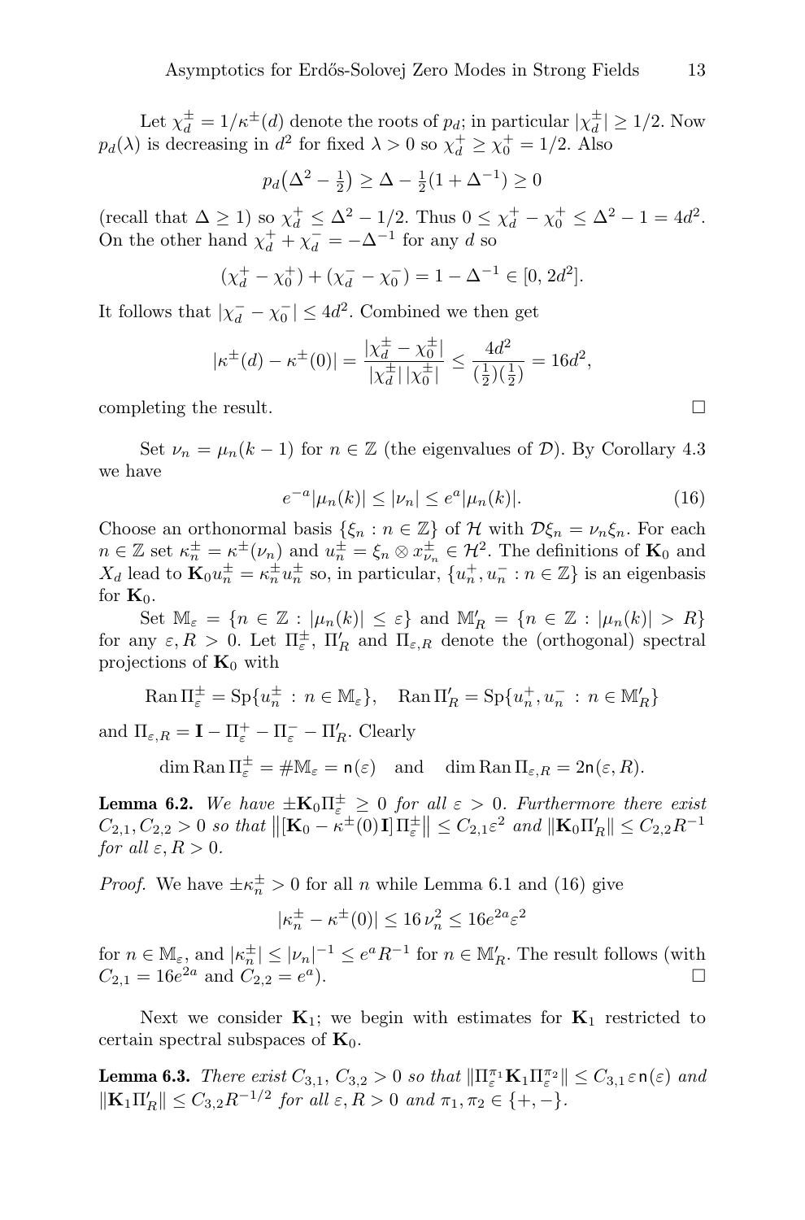Let $\chi_d^\pm = 1/\kappa^\pm(d)$ denote the roots of $p_d$; in particular $|\chi_d^\pm| \geq 1/2$. Now $p_d(\lambda)$ is decreasing in $d^2$ for fixed $\lambda > 0$ so $\chi_d^+ \geq \chi_0^+ = 1/2$. Also

$$p_d\big(\Delta^2 - \tfrac{1}{2}\big) \geq \Delta - \tfrac{1}{2}(1 + \Delta^{-1}) \geq 0$$

(recall that $\Delta \geq 1$) so $\chi_d^+ \leq \Delta^2 - 1/2$. Thus $0 \leq \chi_d^+ - \chi_0^+ \leq \Delta^2 - 1 = 4d^2$. On the other hand $\chi_d^+ + \chi_d^- = -\Delta^{-1}$ for any $d$ so

$$(\chi_d^+ - \chi_0^+) + (\chi_d^- - \chi_0^-) = 1 - \Delta^{-1} \in [0, 2d^2].$$

It follows that $|\chi_d^- - \chi_0^-| \leq 4d^2$. Combined we then get

$$|\kappa^\pm(d) - \kappa^\pm(0)| = \frac{|\chi_d^\pm - \chi_0^\pm|}{|\chi_d^\pm|\,|\chi_0^\pm|} \leq \frac{4d^2}{(\frac{1}{2})(\frac{1}{2})} = 16d^2,$$

completing the result. $\square$

Set $\nu_n = \mu_n(k-1)$ for $n \in \mathbb{Z}$ (the eigenvalues of $\mathcal{D}$). By Corollary 4.3 we have

$$e^{-a}|\mu_n(k)| \leq |\nu_n| \leq e^a|\mu_n(k)|. \tag{16}$$

Choose an orthonormal basis $\{\xi_n : n \in \mathbb{Z}\}$ of $\mathcal{H}$ with $\mathcal{D}\xi_n = \nu_n\xi_n$. For each $n \in \mathbb{Z}$ set $\kappa_n^\pm = \kappa^\pm(\nu_n)$ and $u_n^\pm = \xi_n \otimes x_{\nu_n}^\pm \in \mathcal{H}^2$. The definitions of $\mathbf{K}_0$ and $X_d$ lead to $\mathbf{K}_0 u_n^\pm = \kappa_n^\pm u_n^\pm$ so, in particular, $\{u_n^+, u_n^- : n \in \mathbb{Z}\}$ is an eigenbasis for $\mathbf{K}_0$.

Set $\mathbb{M}_\varepsilon = \{n \in \mathbb{Z} : |\mu_n(k)| \leq \varepsilon\}$ and $\mathbb{M}'_R = \{n \in \mathbb{Z} : |\mu_n(k)| > R\}$ for any $\varepsilon, R > 0$. Let $\Pi_\varepsilon^\pm$, $\Pi'_R$ and $\Pi_{\varepsilon,R}$ denote the (orthogonal) spectral projections of $\mathbf{K}_0$ with

$$\operatorname{Ran}\Pi_\varepsilon^\pm = \operatorname{Sp}\{u_n^\pm : n \in \mathbb{M}_\varepsilon\}, \quad \operatorname{Ran}\Pi'_R = \operatorname{Sp}\{u_n^+, u_n^- : n \in \mathbb{M}'_R\}$$

and $\Pi_{\varepsilon,R} = \mathbf{I} - \Pi_\varepsilon^+ - \Pi_\varepsilon^- - \Pi'_R$. Clearly

$$\dim \operatorname{Ran}\Pi_\varepsilon^\pm = \#\mathbb{M}_\varepsilon = \mathsf{n}(\varepsilon) \quad \text{and} \quad \dim \operatorname{Ran}\Pi_{\varepsilon,R} = 2\mathsf{n}(\varepsilon, R).$$

**Lemma 6.2.** *We have $\pm\mathbf{K}_0\Pi_\varepsilon^\pm \geq 0$ for all $\varepsilon > 0$. Furthermore there exist $C_{2,1}, C_{2,2} > 0$ so that $\big\|[\mathbf{K}_0 - \kappa^\pm(0)\mathbf{I}]\,\Pi_\varepsilon^\pm\big\| \leq C_{2,1}\varepsilon^2$ and $\|\mathbf{K}_0\Pi'_R\| \leq C_{2,2}R^{-1}$ for all $\varepsilon, R > 0$.*

*Proof.* We have $\pm\kappa_n^\pm > 0$ for all $n$ while Lemma 6.1 and (16) give

$$|\kappa_n^\pm - \kappa^\pm(0)| \leq 16\,\nu_n^2 \leq 16e^{2a}\varepsilon^2$$

for $n \in \mathbb{M}_\varepsilon$, and $|\kappa_n^\pm| \leq |\nu_n|^{-1} \leq e^a R^{-1}$ for $n \in \mathbb{M}'_R$. The result follows (with $C_{2,1} = 16e^{2a}$ and $C_{2,2} = e^a$). $\square$

Next we consider $\mathbf{K}_1$; we begin with estimates for $\mathbf{K}_1$ restricted to certain spectral subspaces of $\mathbf{K}_0$.

**Lemma 6.3.** *There exist $C_{3,1}$, $C_{3,2} > 0$ so that $\|\Pi_\varepsilon^{\pi_1}\mathbf{K}_1\Pi_\varepsilon^{\pi_2}\| \leq C_{3,1}\,\varepsilon\,\mathsf{n}(\varepsilon)$ and $\|\mathbf{K}_1\Pi'_R\| \leq C_{3,2}R^{-1/2}$ for all $\varepsilon, R > 0$ and $\pi_1, \pi_2 \in \{+,-\}$.*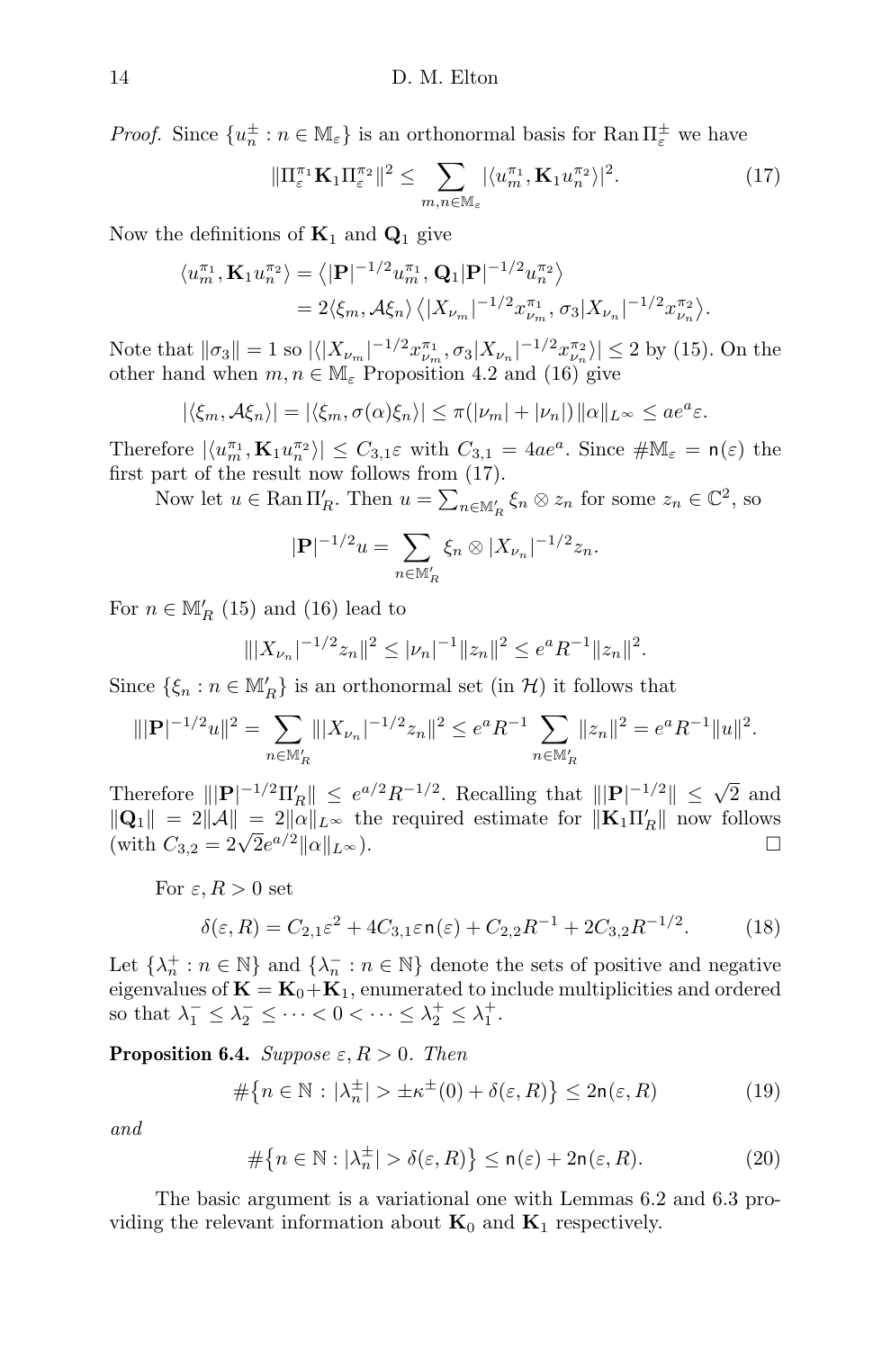*Proof.* Since $\{u_n^\pm : n \in \mathbb{M}_\varepsilon\}$ is an orthonormal basis for $\operatorname{Ran}\Pi_\varepsilon^\pm$ we have

$$\|\Pi_\varepsilon^{\pi_1}\mathbf{K}_1\Pi_\varepsilon^{\pi_2}\|^2 \le \sum_{m,n\in\mathbb{M}_\varepsilon} |\langle u_m^{\pi_1}, \mathbf{K}_1 u_n^{\pi_2}\rangle|^2. \tag{17}$$

Now the definitions of $\mathbf{K}_1$ and $\mathbf{Q}_1$ give

$$\begin{aligned}\langle u_m^{\pi_1}, \mathbf{K}_1 u_n^{\pi_2}\rangle &= \big\langle |\mathbf{P}|^{-1/2}u_m^{\pi_1}, \mathbf{Q}_1|\mathbf{P}|^{-1/2}u_n^{\pi_2}\big\rangle \\ &= 2\langle \xi_m, \mathcal{A}\xi_n\rangle \big\langle |X_{\nu_m}|^{-1/2}x_{\nu_m}^{\pi_1}, \sigma_3|X_{\nu_n}|^{-1/2}x_{\nu_n}^{\pi_2}\big\rangle.\end{aligned}$$

Note that $\|\sigma_3\| = 1$ so $|\langle |X_{\nu_m}|^{-1/2}x_{\nu_m}^{\pi_1}, \sigma_3|X_{\nu_n}|^{-1/2}x_{\nu_n}^{\pi_2}\rangle| \le 2$ by (15). On the other hand when $m,n \in \mathbb{M}_\varepsilon$ Proposition 4.2 and (16) give

$$|\langle \xi_m, \mathcal{A}\xi_n\rangle| = |\langle \xi_m, \sigma(\alpha)\xi_n\rangle| \le \pi(|\nu_m| + |\nu_n|)\|\alpha\|_{L^\infty} \le ae^a\varepsilon.$$

Therefore $|\langle u_m^{\pi_1}, \mathbf{K}_1 u_n^{\pi_2}\rangle| \le C_{3,1}\varepsilon$ with $C_{3,1} = 4ae^a$. Since $\#\mathbb{M}_\varepsilon = \mathsf{n}(\varepsilon)$ the first part of the result now follows from (17).

Now let $u \in \operatorname{Ran}\Pi'_R$. Then $u = \sum_{n\in\mathbb{M}'_R}\xi_n\otimes z_n$ for some $z_n \in \mathbb{C}^2$, so

$$|\mathbf{P}|^{-1/2}u = \sum_{n\in\mathbb{M}'_R}\xi_n\otimes|X_{\nu_n}|^{-1/2}z_n.$$

For $n \in \mathbb{M}'_R$ (15) and (16) lead to

$$\||X_{\nu_n}|^{-1/2}z_n\|^2 \le |\nu_n|^{-1}\|z_n\|^2 \le e^aR^{-1}\|z_n\|^2.$$

Since $\{\xi_n : n \in \mathbb{M}'_R\}$ is an orthonormal set (in $\mathcal{H}$) it follows that

$$\||\mathbf{P}|^{-1/2}u\|^2 = \sum_{n\in\mathbb{M}'_R}\||X_{\nu_n}|^{-1/2}z_n\|^2 \le e^aR^{-1}\sum_{n\in\mathbb{M}'_R}\|z_n\|^2 = e^aR^{-1}\|u\|^2.$$

Therefore $\||\mathbf{P}|^{-1/2}\Pi'_R\| \le e^{a/2}R^{-1/2}$. Recalling that $\||\mathbf{P}|^{-1/2}\| \le \sqrt{2}$ and $\|\mathbf{Q}_1\| = 2\|\mathcal{A}\| = 2\|\alpha\|_{L^\infty}$ the required estimate for $\|\mathbf{K}_1\Pi'_R\|$ now follows (with $C_{3,2} = 2\sqrt{2}e^{a/2}\|\alpha\|_{L^\infty}$). $\square$

For $\varepsilon, R > 0$ set

$$\delta(\varepsilon, R) = C_{2,1}\varepsilon^2 + 4C_{3,1}\varepsilon\,\mathsf{n}(\varepsilon) + C_{2,2}R^{-1} + 2C_{3,2}R^{-1/2}. \tag{18}$$

Let $\{\lambda_n^+ : n \in \mathbb{N}\}$ and $\{\lambda_n^- : n \in \mathbb{N}\}$ denote the sets of positive and negative eigenvalues of $\mathbf{K} = \mathbf{K}_0 + \mathbf{K}_1$, enumerated to include multiplicities and ordered so that $\lambda_1^- \le \lambda_2^- \le \cdots < 0 < \cdots \le \lambda_2^+ \le \lambda_1^+$.

**Proposition 6.4.** *Suppose $\varepsilon, R > 0$. Then*

$$\#\big\{n \in \mathbb{N} : |\lambda_n^\pm| > \pm\kappa^\pm(0) + \delta(\varepsilon, R)\big\} \le 2\mathsf{n}(\varepsilon, R) \tag{19}$$

*and*

$$\#\big\{n \in \mathbb{N} : |\lambda_n^\pm| > \delta(\varepsilon, R)\big\} \le \mathsf{n}(\varepsilon) + 2\mathsf{n}(\varepsilon, R). \tag{20}$$

The basic argument is a variational one with Lemmas 6.2 and 6.3 providing the relevant information about $\mathbf{K}_0$ and $\mathbf{K}_1$ respectively.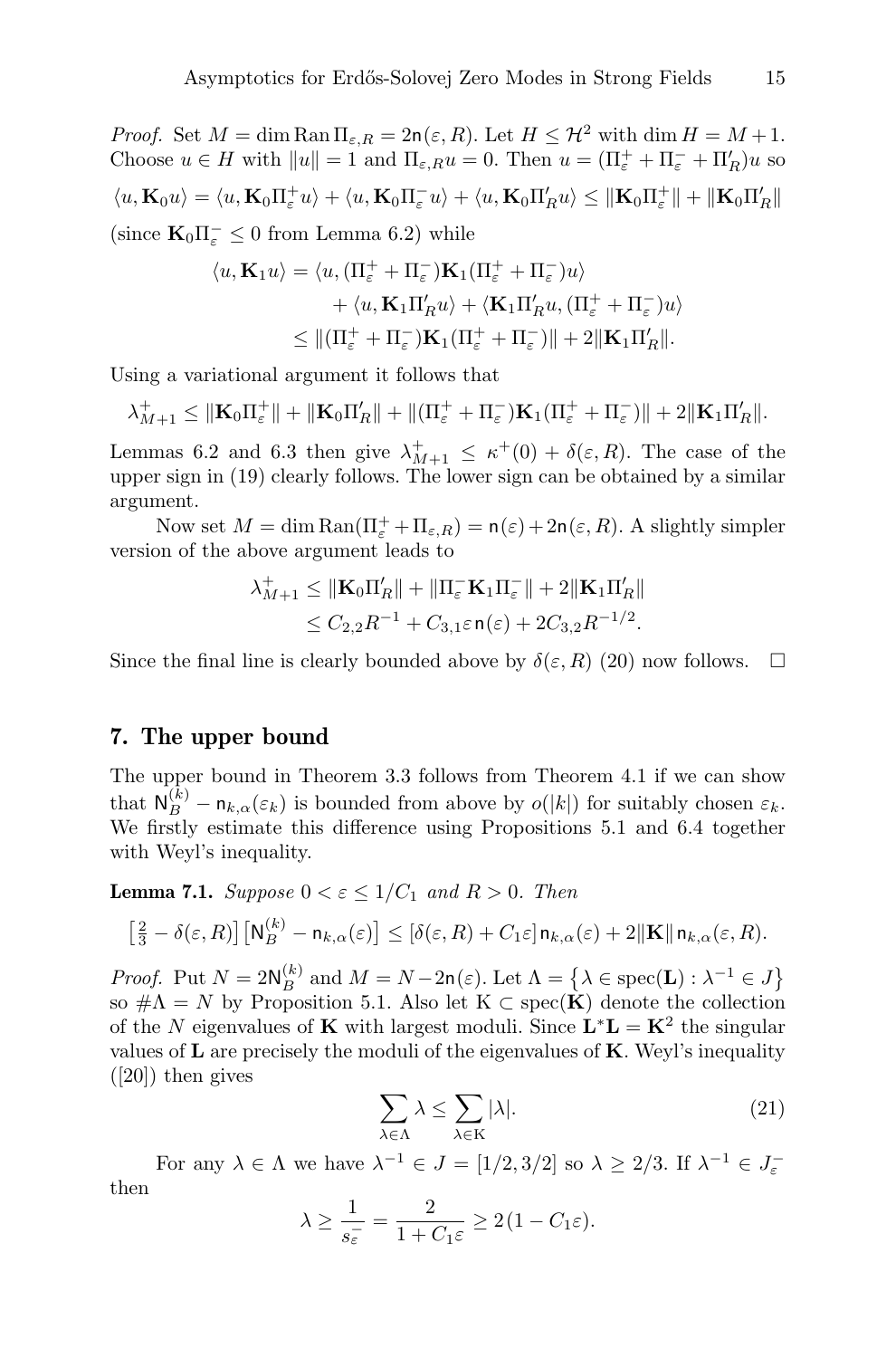*Proof.* Set $M = \dim \operatorname{Ran} \Pi_{\varepsilon,R} = 2\mathsf{n}(\varepsilon, R)$. Let $H \leq \mathcal{H}^2$ with $\dim H = M+1$. Choose $u \in H$ with $\|u\| = 1$ and $\Pi_{\varepsilon,R} u = 0$. Then $u = (\Pi_\varepsilon^+ + \Pi_\varepsilon^- + \Pi'_R)u$ so

$$\langle u, \mathbf{K}_0 u\rangle = \langle u, \mathbf{K}_0 \Pi_\varepsilon^+ u\rangle + \langle u, \mathbf{K}_0 \Pi_\varepsilon^- u\rangle + \langle u, \mathbf{K}_0 \Pi'_R u\rangle \leq \|\mathbf{K}_0 \Pi_\varepsilon^+\| + \|\mathbf{K}_0 \Pi'_R\|$$

(since $\mathbf{K}_0 \Pi_\varepsilon^- \leq 0$ from Lemma 6.2) while

$$\begin{aligned}
\langle u, \mathbf{K}_1 u\rangle &= \langle u, (\Pi_\varepsilon^+ + \Pi_\varepsilon^-)\mathbf{K}_1(\Pi_\varepsilon^+ + \Pi_\varepsilon^-)u\rangle \\
&\quad + \langle u, \mathbf{K}_1 \Pi'_R u\rangle + \langle \mathbf{K}_1 \Pi'_R u, (\Pi_\varepsilon^+ + \Pi_\varepsilon^-)u\rangle \\
&\leq \|(\Pi_\varepsilon^+ + \Pi_\varepsilon^-)\mathbf{K}_1(\Pi_\varepsilon^+ + \Pi_\varepsilon^-)\| + 2\|\mathbf{K}_1 \Pi'_R\|.
\end{aligned}$$

Using a variational argument it follows that

$$\lambda_{M+1}^+ \leq \|\mathbf{K}_0 \Pi_\varepsilon^+\| + \|\mathbf{K}_0 \Pi'_R\| + \|(\Pi_\varepsilon^+ + \Pi_\varepsilon^-)\mathbf{K}_1(\Pi_\varepsilon^+ + \Pi_\varepsilon^-)\| + 2\|\mathbf{K}_1 \Pi'_R\|.$$

Lemmas 6.2 and 6.3 then give $\lambda_{M+1}^+ \leq \kappa^+(0) + \delta(\varepsilon, R)$. The case of the upper sign in (19) clearly follows. The lower sign can be obtained by a similar argument.

Now set $M = \dim \operatorname{Ran}(\Pi_\varepsilon^+ + \Pi_{\varepsilon,R}) = \mathsf{n}(\varepsilon) + 2\mathsf{n}(\varepsilon, R)$. A slightly simpler version of the above argument leads to

$$\begin{aligned}
\lambda_{M+1}^+ &\leq \|\mathbf{K}_0 \Pi'_R\| + \|\Pi_\varepsilon^- \mathbf{K}_1 \Pi_\varepsilon^-\| + 2\|\mathbf{K}_1 \Pi'_R\| \\
&\leq C_{2,2} R^{-1} + C_{3,1}\varepsilon\, \mathsf{n}(\varepsilon) + 2C_{3,2} R^{-1/2}.
\end{aligned}$$

Since the final line is clearly bounded above by $\delta(\varepsilon, R)$ (20) now follows. $\square$

## 7. The upper bound

The upper bound in Theorem 3.3 follows from Theorem 4.1 if we can show that $\mathsf{N}_B^{(k)} - \mathsf{n}_{k,\alpha}(\varepsilon_k)$ is bounded from above by $o(|k|)$ for suitably chosen $\varepsilon_k$. We firstly estimate this difference using Propositions 5.1 and 6.4 together with Weyl's inequality.

**Lemma 7.1.** *Suppose $0 < \varepsilon \leq 1/C_1$ and $R > 0$. Then*

$$\left[\tfrac{2}{3} - \delta(\varepsilon, R)\right]\left[\mathsf{N}_B^{(k)} - \mathsf{n}_{k,\alpha}(\varepsilon)\right] \leq \left[\delta(\varepsilon, R) + C_1\varepsilon\right]\mathsf{n}_{k,\alpha}(\varepsilon) + 2\|\mathbf{K}\|\,\mathsf{n}_{k,\alpha}(\varepsilon, R).$$

*Proof.* Put $N = 2\mathsf{N}_B^{(k)}$ and $M = N - 2\mathsf{n}(\varepsilon)$. Let $\Lambda = \left\{\lambda \in \operatorname{spec}(\mathbf{L}) : \lambda^{-1} \in J\right\}$ so $\#\Lambda = N$ by Proposition 5.1. Also let $\mathrm{K} \subset \operatorname{spec}(\mathbf{K})$ denote the collection of the $N$ eigenvalues of $\mathbf{K}$ with largest moduli. Since $\mathbf{L}^*\mathbf{L} = \mathbf{K}^2$ the singular values of $\mathbf{L}$ are precisely the moduli of the eigenvalues of $\mathbf{K}$. Weyl's inequality ([20]) then gives

$$\sum_{\lambda \in \Lambda} \lambda \leq \sum_{\lambda \in \mathrm{K}} |\lambda|. \tag{21}$$

For any $\lambda \in \Lambda$ we have $\lambda^{-1} \in J = [1/2, 3/2]$ so $\lambda \geq 2/3$. If $\lambda^{-1} \in J_\varepsilon^-$ then

$$\lambda \geq \frac{1}{s_\varepsilon^-} = \frac{2}{1 + C_1\varepsilon} \geq 2(1 - C_1\varepsilon).$$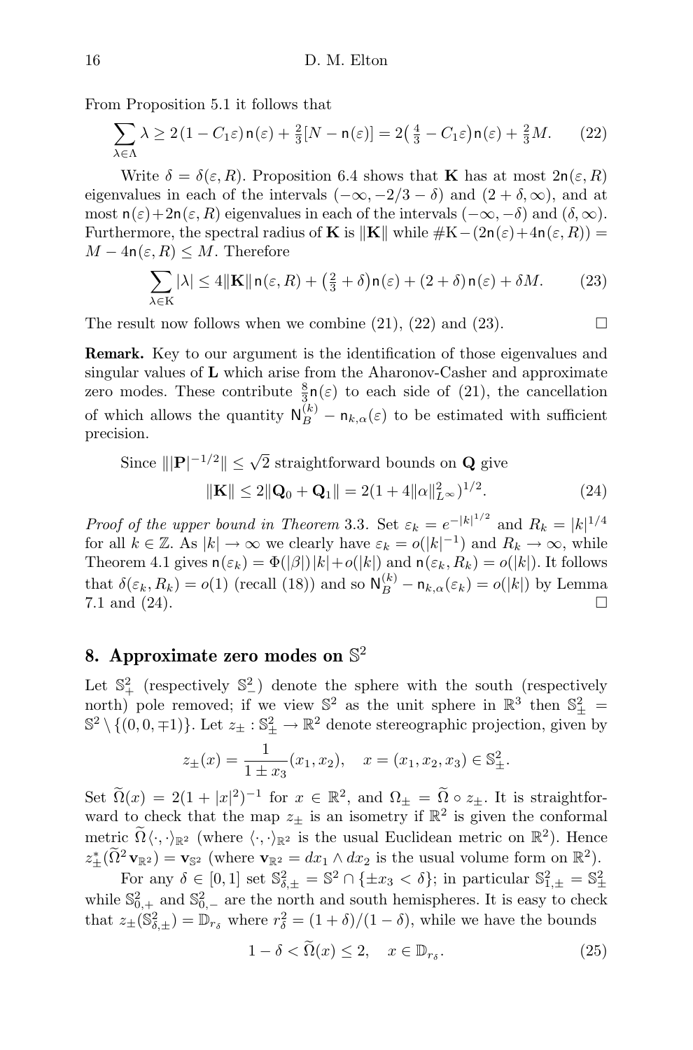From Proposition 5.1 it follows that

$$\sum_{\lambda\in\Lambda}\lambda \geq 2\,(1-C_1\varepsilon)\,\mathsf{n}(\varepsilon)+\tfrac{2}{3}[N-\mathsf{n}(\varepsilon)] = 2\big(\tfrac{4}{3}-C_1\varepsilon\big)\mathsf{n}(\varepsilon)+\tfrac{2}{3}M. \tag{22}$$

Write $\delta=\delta(\varepsilon,R)$. Proposition 6.4 shows that $\mathbf{K}$ has at most $2\mathsf{n}(\varepsilon,R)$ eigenvalues in each of the intervals $(-\infty,-2/3-\delta)$ and $(2+\delta,\infty)$, and at most $\mathsf{n}(\varepsilon)+2\mathsf{n}(\varepsilon,R)$ eigenvalues in each of the intervals $(-\infty,-\delta)$ and $(\delta,\infty)$. Furthermore, the spectral radius of $\mathbf{K}$ is $\|\mathbf{K}\|$ while $\#\mathrm{K}-(2\mathsf{n}(\varepsilon)+4\mathsf{n}(\varepsilon,R)) = M-4\mathsf{n}(\varepsilon,R)\leq M$. Therefore

$$\sum_{\lambda\in\mathrm{K}}|\lambda| \leq 4\|\mathbf{K}\|\,\mathsf{n}(\varepsilon,R)+\big(\tfrac{2}{3}+\delta\big)\mathsf{n}(\varepsilon)+(2+\delta)\,\mathsf{n}(\varepsilon)+\delta M. \tag{23}$$

The result now follows when we combine (21), (22) and (23). $\square$

**Remark.** Key to our argument is the identification of those eigenvalues and singular values of $\mathbf{L}$ which arise from the Aharonov-Casher and approximate zero modes. These contribute $\frac{8}{3}\mathsf{n}(\varepsilon)$ to each side of (21), the cancellation of which allows the quantity $\mathsf{N}_B^{(k)}-\mathsf{n}_{k,\alpha}(\varepsilon)$ to be estimated with sufficient precision.

Since $\||\mathbf{P}|^{-1/2}\|\leq\sqrt{2}$ straightforward bounds on $\mathbf{Q}$ give

$$\|\mathbf{K}\|\leq 2\|\mathbf{Q}_0+\mathbf{Q}_1\| = 2(1+4\|\alpha\|_{L^\infty}^2)^{1/2}. \tag{24}$$

*Proof of the upper bound in Theorem* 3.3. Set $\varepsilon_k=e^{-|k|^{1/2}}$ and $R_k=|k|^{1/4}$ for all $k\in\mathbb{Z}$. As $|k|\to\infty$ we clearly have $\varepsilon_k=o(|k|^{-1})$ and $R_k\to\infty$, while Theorem 4.1 gives $\mathsf{n}(\varepsilon_k)=\Phi(|\beta|)\,|k|+o(|k|)$ and $\mathsf{n}(\varepsilon_k,R_k)=o(|k|)$. It follows that $\delta(\varepsilon_k,R_k)=o(1)$ (recall (18)) and so $\mathsf{N}_B^{(k)}-\mathsf{n}_{k,\alpha}(\varepsilon_k)=o(|k|)$ by Lemma 7.1 and (24). $\square$

## 8. Approximate zero modes on $\mathbb{S}^2$

Let $\mathbb{S}^2_+$ (respectively $\mathbb{S}^2_-$) denote the sphere with the south (respectively north) pole removed; if we view $\mathbb{S}^2$ as the unit sphere in $\mathbb{R}^3$ then $\mathbb{S}^2_\pm = \mathbb{S}^2\setminus\{(0,0,\mp1)\}$. Let $z_\pm:\mathbb{S}^2_\pm\to\mathbb{R}^2$ denote stereographic projection, given by

$$z_\pm(x)=\frac{1}{1\pm x_3}(x_1,x_2),\quad x=(x_1,x_2,x_3)\in\mathbb{S}^2_\pm.$$

Set $\widetilde{\Omega}(x)=2(1+|x|^2)^{-1}$ for $x\in\mathbb{R}^2$, and $\Omega_\pm=\widetilde{\Omega}\circ z_\pm$. It is straightforward to check that the map $z_\pm$ is an isometry if $\mathbb{R}^2$ is given the conformal metric $\widetilde{\Omega}\langle\cdot,\cdot\rangle_{\mathbb{R}^2}$ (where $\langle\cdot,\cdot\rangle_{\mathbb{R}^2}$ is the usual Euclidean metric on $\mathbb{R}^2$). Hence $z_\pm^*(\widetilde{\Omega}^2\mathbf{v}_{\mathbb{R}^2})=\mathbf{v}_{\mathbb{S}^2}$ (where $\mathbf{v}_{\mathbb{R}^2}=dx_1\wedge dx_2$ is the usual volume form on $\mathbb{R}^2$).

For any $\delta\in[0,1]$ set $\mathbb{S}^2_{\delta,\pm}=\mathbb{S}^2\cap\{\pm x_3<\delta\}$; in particular $\mathbb{S}^2_{1,\pm}=\mathbb{S}^2_\pm$ while $\mathbb{S}^2_{0,+}$ and $\mathbb{S}^2_{0,-}$ are the north and south hemispheres. It is easy to check that $z_\pm(\mathbb{S}^2_{\delta,\pm})=\mathbb{D}_{r_\delta}$ where $r_\delta^2=(1+\delta)/(1-\delta)$, while we have the bounds

$$1-\delta<\widetilde{\Omega}(x)\leq 2,\quad x\in\mathbb{D}_{r_\delta}. \tag{25}$$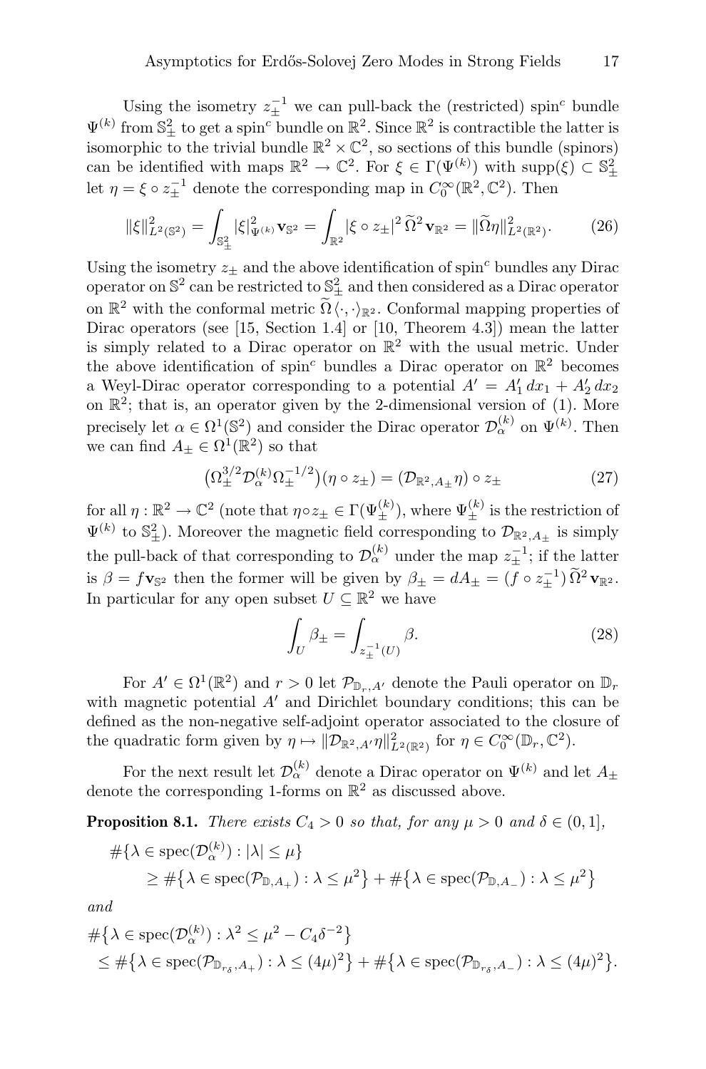Using the isometry $z_\pm^{-1}$ we can pull-back the (restricted) spin$^c$ bundle $\Psi^{(k)}$ from $\mathbb{S}^2_\pm$ to get a spin$^c$ bundle on $\mathbb{R}^2$. Since $\mathbb{R}^2$ is contractible the latter is isomorphic to the trivial bundle $\mathbb{R}^2 \times \mathbb{C}^2$, so sections of this bundle (spinors) can be identified with maps $\mathbb{R}^2 \to \mathbb{C}^2$. For $\xi \in \Gamma(\Psi^{(k)})$ with $\operatorname{supp}(\xi) \subset \mathbb{S}^2_\pm$ let $\eta = \xi \circ z_\pm^{-1}$ denote the corresponding map in $C_0^\infty(\mathbb{R}^2, \mathbb{C}^2)$. Then

$$\|\xi\|^2_{L^2(\mathbb{S}^2)} = \int_{\mathbb{S}^2_\pm} |\xi|^2_{\Psi^{(k)}} \mathbf{v}_{\mathbb{S}^2} = \int_{\mathbb{R}^2} |\xi \circ z_\pm|^2 \,\widetilde{\Omega}^2 \mathbf{v}_{\mathbb{R}^2} = \|\widetilde{\Omega}\eta\|^2_{L^2(\mathbb{R}^2)}. \tag{26}$$

Using the isometry $z_\pm$ and the above identification of spin$^c$ bundles any Dirac operator on $\mathbb{S}^2$ can be restricted to $\mathbb{S}^2_\pm$ and then considered as a Dirac operator on $\mathbb{R}^2$ with the conformal metric $\widetilde{\Omega}\langle\cdot,\cdot\rangle_{\mathbb{R}^2}$. Conformal mapping properties of Dirac operators (see [15, Section 1.4] or [10, Theorem 4.3]) mean the latter is simply related to a Dirac operator on $\mathbb{R}^2$ with the usual metric. Under the above identification of spin$^c$ bundles a Dirac operator on $\mathbb{R}^2$ becomes a Weyl-Dirac operator corresponding to a potential $A' = A'_1\,dx_1 + A'_2\,dx_2$ on $\mathbb{R}^2$; that is, an operator given by the 2-dimensional version of (1). More precisely let $\alpha \in \Omega^1(\mathbb{S}^2)$ and consider the Dirac operator $\mathcal{D}^{(k)}_\alpha$ on $\Psi^{(k)}$. Then we can find $A_\pm \in \Omega^1(\mathbb{R}^2)$ so that

$$\big(\Omega_\pm^{3/2}\mathcal{D}^{(k)}_\alpha \Omega_\pm^{-1/2}\big)(\eta \circ z_\pm) = (\mathcal{D}_{\mathbb{R}^2, A_\pm}\eta) \circ z_\pm \tag{27}$$

for all $\eta : \mathbb{R}^2 \to \mathbb{C}^2$ (note that $\eta \circ z_\pm \in \Gamma(\Psi^{(k)}_\pm)$, where $\Psi^{(k)}_\pm$ is the restriction of $\Psi^{(k)}$ to $\mathbb{S}^2_\pm$). Moreover the magnetic field corresponding to $\mathcal{D}_{\mathbb{R}^2, A_\pm}$ is simply the pull-back of that corresponding to $\mathcal{D}^{(k)}_\alpha$ under the map $z_\pm^{-1}$; if the latter is $\beta = f\mathbf{v}_{\mathbb{S}^2}$ then the former will be given by $\beta_\pm = dA_\pm = (f \circ z_\pm^{-1})\,\widetilde{\Omega}^2\,\mathbf{v}_{\mathbb{R}^2}$. In particular for any open subset $U \subseteq \mathbb{R}^2$ we have

$$\int_U \beta_\pm = \int_{z_\pm^{-1}(U)} \beta. \tag{28}$$

For $A' \in \Omega^1(\mathbb{R}^2)$ and $r > 0$ let $\mathcal{P}_{\mathbb{D}_r, A'}$ denote the Pauli operator on $\mathbb{D}_r$ with magnetic potential $A'$ and Dirichlet boundary conditions; this can be defined as the non-negative self-adjoint operator associated to the closure of the quadratic form given by $\eta \mapsto \|\mathcal{D}_{\mathbb{R}^2, A'}\eta\|^2_{L^2(\mathbb{R}^2)}$ for $\eta \in C_0^\infty(\mathbb{D}_r, \mathbb{C}^2)$.

For the next result let $\mathcal{D}^{(k)}_\alpha$ denote a Dirac operator on $\Psi^{(k)}$ and let $A_\pm$ denote the corresponding 1-forms on $\mathbb{R}^2$ as discussed above.

**Proposition 8.1.** *There exists $C_4 > 0$ so that, for any $\mu > 0$ and $\delta \in (0, 1]$,*

$$\begin{aligned}
&\#\{\lambda \in \operatorname{spec}(\mathcal{D}^{(k)}_\alpha) : |\lambda| \le \mu\} \\
&\qquad \ge \#\big\{\lambda \in \operatorname{spec}(\mathcal{P}_{\mathbb{D}, A_+}) : \lambda \le \mu^2\big\} + \#\big\{\lambda \in \operatorname{spec}(\mathcal{P}_{\mathbb{D}, A_-}) : \lambda \le \mu^2\big\}
\end{aligned}$$

*and*

$$\begin{aligned}
&\#\big\{\lambda \in \operatorname{spec}(\mathcal{D}^{(k)}_\alpha) : \lambda^2 \le \mu^2 - C_4\delta^{-2}\big\} \\
&\quad \le \#\big\{\lambda \in \operatorname{spec}(\mathcal{P}_{\mathbb{D}_{r_\delta}, A_+}) : \lambda \le (4\mu)^2\big\} + \#\big\{\lambda \in \operatorname{spec}(\mathcal{P}_{\mathbb{D}_{r_\delta}, A_-}) : \lambda \le (4\mu)^2\big\}.
\end{aligned}$$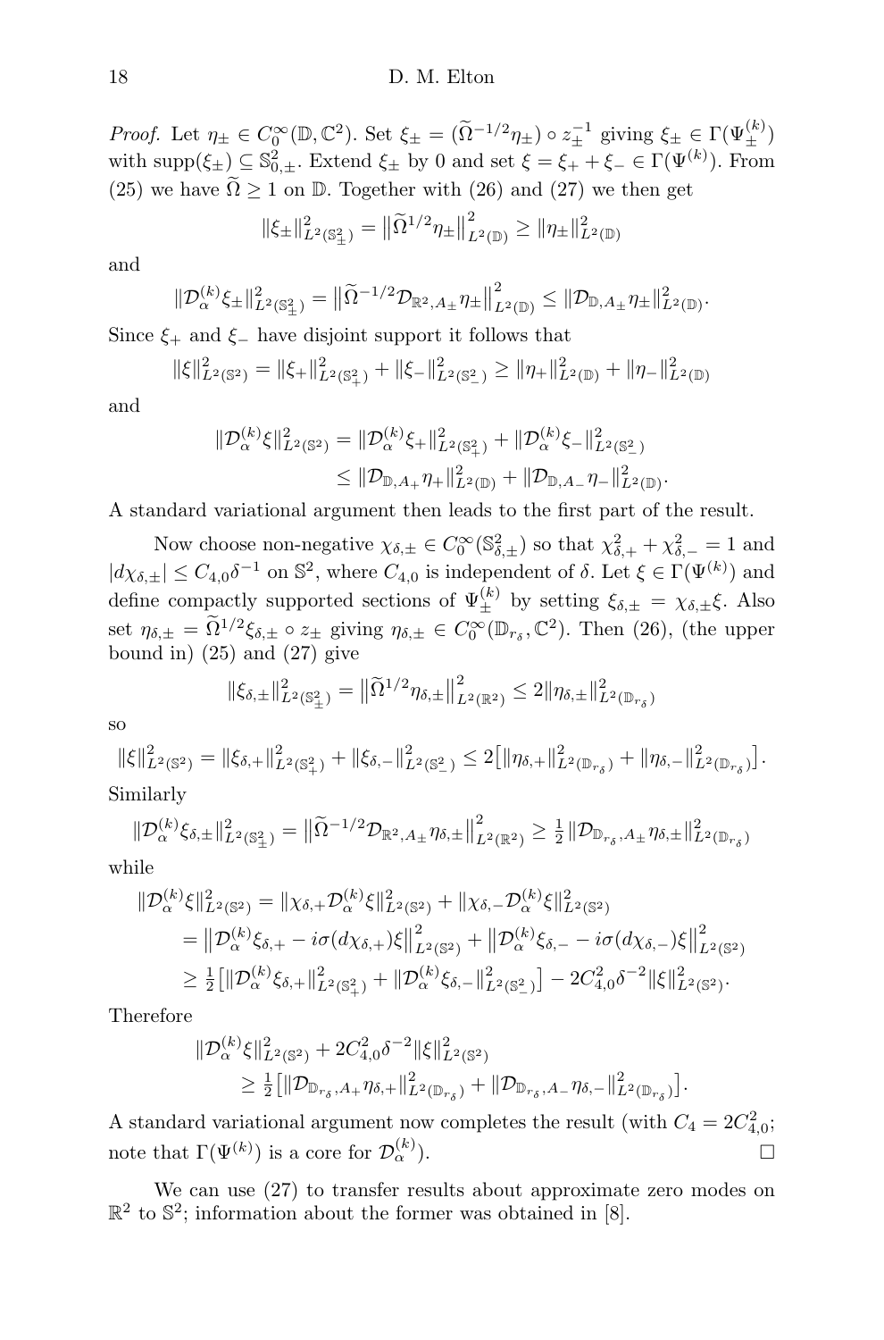*Proof.* Let $\eta_\pm \in C_0^\infty(\mathbb{D}, \mathbb{C}^2)$. Set $\xi_\pm = (\widetilde{\Omega}^{-1/2}\eta_\pm) \circ z_\pm^{-1}$ giving $\xi_\pm \in \Gamma(\Psi_\pm^{(k)})$ with $\mathrm{supp}(\xi_\pm) \subseteq \mathbb{S}^2_{0,\pm}$. Extend $\xi_\pm$ by 0 and set $\xi = \xi_+ + \xi_- \in \Gamma(\Psi^{(k)})$. From (25) we have $\widetilde{\Omega} \geq 1$ on $\mathbb{D}$. Together with (26) and (27) we then get

$$\|\xi_\pm\|^2_{L^2(\mathbb{S}^2_\pm)} = \big\|\widetilde{\Omega}^{1/2}\eta_\pm\big\|^2_{L^2(\mathbb{D})} \geq \|\eta_\pm\|^2_{L^2(\mathbb{D})}$$

and

$$\|\mathcal{D}^{(k)}_\alpha \xi_\pm\|^2_{L^2(\mathbb{S}^2_\pm)} = \big\|\widetilde{\Omega}^{-1/2}\mathcal{D}_{\mathbb{R}^2, A_\pm}\eta_\pm\big\|^2_{L^2(\mathbb{D})} \leq \|\mathcal{D}_{\mathbb{D}, A_\pm}\eta_\pm\|^2_{L^2(\mathbb{D})}.$$

Since $\xi_+$ and $\xi_-$ have disjoint support it follows that

$$\|\xi\|^2_{L^2(\mathbb{S}^2)} = \|\xi_+\|^2_{L^2(\mathbb{S}^2_+)} + \|\xi_-\|^2_{L^2(\mathbb{S}^2_-)} \geq \|\eta_+\|^2_{L^2(\mathbb{D})} + \|\eta_-\|^2_{L^2(\mathbb{D})}$$

and

$$\begin{aligned}\|\mathcal{D}^{(k)}_\alpha \xi\|^2_{L^2(\mathbb{S}^2)} &= \|\mathcal{D}^{(k)}_\alpha \xi_+\|^2_{L^2(\mathbb{S}^2_+)} + \|\mathcal{D}^{(k)}_\alpha \xi_-\|^2_{L^2(\mathbb{S}^2_-)} \\ &\leq \|\mathcal{D}_{\mathbb{D}, A_+}\eta_+\|^2_{L^2(\mathbb{D})} + \|\mathcal{D}_{\mathbb{D}, A_-}\eta_-\|^2_{L^2(\mathbb{D})}.\end{aligned}$$

A standard variational argument then leads to the first part of the result.

Now choose non-negative $\chi_{\delta,\pm} \in C_0^\infty(\mathbb{S}^2_{\delta,\pm})$ so that $\chi^2_{\delta,+} + \chi^2_{\delta,-} = 1$ and $|d\chi_{\delta,\pm}| \leq C_{4,0}\delta^{-1}$ on $\mathbb{S}^2$, where $C_{4,0}$ is independent of $\delta$. Let $\xi \in \Gamma(\Psi^{(k)})$ and define compactly supported sections of $\Psi^{(k)}_\pm$ by setting $\xi_{\delta,\pm} = \chi_{\delta,\pm}\xi$. Also set $\eta_{\delta,\pm} = \widetilde{\Omega}^{1/2}\xi_{\delta,\pm} \circ z_\pm$ giving $\eta_{\delta,\pm} \in C_0^\infty(\mathbb{D}_{r_\delta}, \mathbb{C}^2)$. Then (26), (the upper bound in) (25) and (27) give

$$\|\xi_{\delta,\pm}\|^2_{L^2(\mathbb{S}^2_\pm)} = \big\|\widetilde{\Omega}^{1/2}\eta_{\delta,\pm}\big\|^2_{L^2(\mathbb{R}^2)} \leq 2\|\eta_{\delta,\pm}\|^2_{L^2(\mathbb{D}_{r_\delta})}$$

so

$$\|\xi\|^2_{L^2(\mathbb{S}^2)} = \|\xi_{\delta,+}\|^2_{L^2(\mathbb{S}^2_+)} + \|\xi_{\delta,-}\|^2_{L^2(\mathbb{S}^2_-)} \leq 2\big[\|\eta_{\delta,+}\|^2_{L^2(\mathbb{D}_{r_\delta})} + \|\eta_{\delta,-}\|^2_{L^2(\mathbb{D}_{r_\delta})}\big].$$

Similarly

$$\|\mathcal{D}^{(k)}_\alpha \xi_{\delta,\pm}\|^2_{L^2(\mathbb{S}^2_\pm)} = \big\|\widetilde{\Omega}^{-1/2}\mathcal{D}_{\mathbb{R}^2, A_\pm}\eta_{\delta,\pm}\big\|^2_{L^2(\mathbb{R}^2)} \geq \tfrac{1}{2}\|\mathcal{D}_{\mathbb{D}_{r_\delta}, A_\pm}\eta_{\delta,\pm}\|^2_{L^2(\mathbb{D}_{r_\delta})}$$

while

$$\begin{aligned}\|\mathcal{D}^{(k)}_\alpha \xi\|^2_{L^2(\mathbb{S}^2)} &= \|\chi_{\delta,+}\mathcal{D}^{(k)}_\alpha \xi\|^2_{L^2(\mathbb{S}^2)} + \|\chi_{\delta,-}\mathcal{D}^{(k)}_\alpha \xi\|^2_{L^2(\mathbb{S}^2)} \\ &= \big\|\mathcal{D}^{(k)}_\alpha \xi_{\delta,+} - i\sigma(d\chi_{\delta,+})\xi\big\|^2_{L^2(\mathbb{S}^2)} + \big\|\mathcal{D}^{(k)}_\alpha \xi_{\delta,-} - i\sigma(d\chi_{\delta,-})\xi\big\|^2_{L^2(\mathbb{S}^2)} \\ &\geq \tfrac{1}{2}\big[\|\mathcal{D}^{(k)}_\alpha \xi_{\delta,+}\|^2_{L^2(\mathbb{S}^2_+)} + \|\mathcal{D}^{(k)}_\alpha \xi_{\delta,-}\|^2_{L^2(\mathbb{S}^2_-)}\big] - 2C^2_{4,0}\delta^{-2}\|\xi\|^2_{L^2(\mathbb{S}^2)}.\end{aligned}$$

Therefore

$$\begin{aligned}&\|\mathcal{D}^{(k)}_\alpha \xi\|^2_{L^2(\mathbb{S}^2)} + 2C^2_{4,0}\delta^{-2}\|\xi\|^2_{L^2(\mathbb{S}^2)} \\ &\qquad \geq \tfrac{1}{2}\big[\|\mathcal{D}_{\mathbb{D}_{r_\delta}, A_+}\eta_{\delta,+}\|^2_{L^2(\mathbb{D}_{r_\delta})} + \|\mathcal{D}_{\mathbb{D}_{r_\delta}, A_-}\eta_{\delta,-}\|^2_{L^2(\mathbb{D}_{r_\delta})}\big].\end{aligned}$$

A standard variational argument now completes the result (with $C_4 = 2C^2_{4,0}$; note that $\Gamma(\Psi^{(k)})$ is a core for $\mathcal{D}^{(k)}_\alpha$). □

We can use (27) to transfer results about approximate zero modes on $\mathbb{R}^2$ to $\mathbb{S}^2$; information about the former was obtained in [8].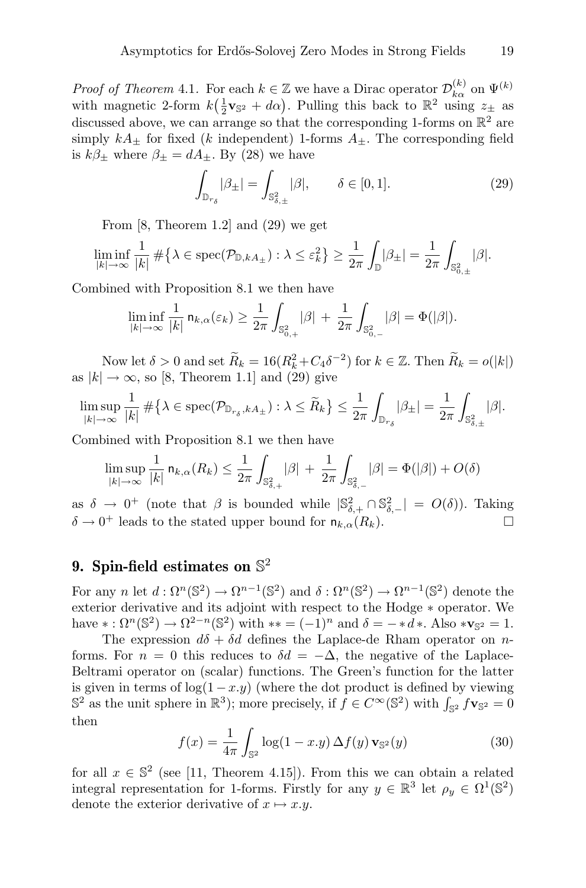*Proof of Theorem* 4.1. For each $k \in \mathbb{Z}$ we have a Dirac operator $\mathcal{D}^{(k)}_{k\alpha}$ on $\Psi^{(k)}$ with magnetic 2-form $k\big(\frac{1}{2}\mathbf{v}_{\mathbb{S}^2} + d\alpha\big)$. Pulling this back to $\mathbb{R}^2$ using $z_\pm$ as discussed above, we can arrange so that the corresponding 1-forms on $\mathbb{R}^2$ are simply $kA_\pm$ for fixed ($k$ independent) 1-forms $A_\pm$. The corresponding field is $k\beta_\pm$ where $\beta_\pm = dA_\pm$. By (28) we have

$$\int_{\mathbb{D}_{r_\delta}} |\beta_\pm| = \int_{\mathbb{S}^2_{\delta,\pm}} |\beta|, \qquad \delta \in [0,1]. \tag{29}$$

From [8, Theorem 1.2] and (29) we get

$$\liminf_{|k|\to\infty} \frac{1}{|k|} \#\big\{\lambda \in \operatorname{spec}(\mathcal{P}_{\mathbb{D},kA_\pm}) : \lambda \le \varepsilon_k^2\big\} \ge \frac{1}{2\pi}\int_{\mathbb{D}} |\beta_\pm| = \frac{1}{2\pi}\int_{\mathbb{S}^2_{0,\pm}} |\beta|.$$

Combined with Proposition 8.1 we then have

$$\liminf_{|k|\to\infty} \frac{1}{|k|}\, \mathsf{n}_{k,\alpha}(\varepsilon_k) \ge \frac{1}{2\pi}\int_{\mathbb{S}^2_{0,+}} |\beta| \,+\, \frac{1}{2\pi}\int_{\mathbb{S}^2_{0,-}} |\beta| = \Phi(|\beta|).$$

Now let $\delta > 0$ and set $\widetilde{R}_k = 16(R_k^2 + C_4\delta^{-2})$ for $k \in \mathbb{Z}$. Then $\widetilde{R}_k = o(|k|)$ as $|k| \to \infty$, so [8, Theorem 1.1] and (29) give

$$\limsup_{|k|\to\infty} \frac{1}{|k|} \#\big\{\lambda \in \operatorname{spec}(\mathcal{P}_{\mathbb{D}_{r_\delta},kA_\pm}) : \lambda \le \widetilde{R}_k\big\} \le \frac{1}{2\pi}\int_{\mathbb{D}_{r_\delta}} |\beta_\pm| = \frac{1}{2\pi}\int_{\mathbb{S}^2_{\delta,\pm}} |\beta|.$$

Combined with Proposition 8.1 we then have

$$\limsup_{|k|\to\infty} \frac{1}{|k|}\, \mathsf{n}_{k,\alpha}(R_k) \le \frac{1}{2\pi}\int_{\mathbb{S}^2_{\delta,+}} |\beta| \,+\, \frac{1}{2\pi}\int_{\mathbb{S}^2_{\delta,-}} |\beta| = \Phi(|\beta|) + O(\delta)$$

as $\delta \to 0^+$ (note that $\beta$ is bounded while $|\mathbb{S}^2_{\delta,+} \cap \mathbb{S}^2_{\delta,-}| = O(\delta)$). Taking $\delta \to 0^+$ leads to the stated upper bound for $\mathsf{n}_{k,\alpha}(R_k)$. □

## 9. Spin-field estimates on $\mathbb{S}^2$

For any $n$ let $d : \Omega^n(\mathbb{S}^2) \to \Omega^{n-1}(\mathbb{S}^2)$ and $\delta : \Omega^n(\mathbb{S}^2) \to \Omega^{n-1}(\mathbb{S}^2)$ denote the exterior derivative and its adjoint with respect to the Hodge $*$ operator. We have $* : \Omega^n(\mathbb{S}^2) \to \Omega^{2-n}(\mathbb{S}^2)$ with $** = (-1)^n$ and $\delta = -*d*$. Also $*\mathbf{v}_{\mathbb{S}^2} = 1$.

The expression $d\delta + \delta d$ defines the Laplace-de Rham operator on $n$-forms. For $n = 0$ this reduces to $\delta d = -\Delta$, the negative of the Laplace-Beltrami operator on (scalar) functions. The Green's function for the latter is given in terms of $\log(1 - x.y)$ (where the dot product is defined by viewing $\mathbb{S}^2$ as the unit sphere in $\mathbb{R}^3$); more precisely, if $f \in C^\infty(\mathbb{S}^2)$ with $\int_{\mathbb{S}^2} f\mathbf{v}_{\mathbb{S}^2} = 0$ then

$$f(x) = \frac{1}{4\pi}\int_{\mathbb{S}^2} \log(1 - x.y)\,\Delta f(y)\,\mathbf{v}_{\mathbb{S}^2}(y) \tag{30}$$

for all $x \in \mathbb{S}^2$ (see [11, Theorem 4.15]). From this we can obtain a related integral representation for 1-forms. Firstly for any $y \in \mathbb{R}^3$ let $\rho_y \in \Omega^1(\mathbb{S}^2)$ denote the exterior derivative of $x \mapsto x.y$.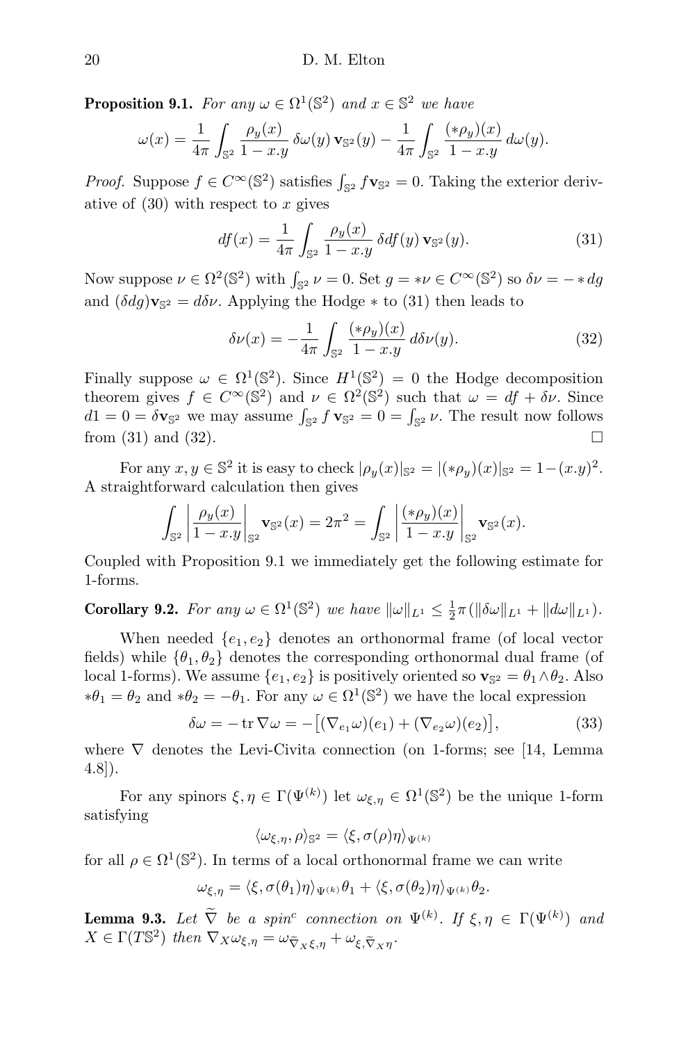**Proposition 9.1.** *For any $\omega \in \Omega^1(\mathbb{S}^2)$ and $x \in \mathbb{S}^2$ we have*

$$\omega(x) = \frac{1}{4\pi}\int_{\mathbb{S}^2} \frac{\rho_y(x)}{1-x.y}\,\delta\omega(y)\,\mathbf{v}_{\mathbb{S}^2}(y) - \frac{1}{4\pi}\int_{\mathbb{S}^2} \frac{(*\rho_y)(x)}{1-x.y}\,d\omega(y).$$

*Proof.* Suppose $f \in C^\infty(\mathbb{S}^2)$ satisfies $\int_{\mathbb{S}^2} f\mathbf{v}_{\mathbb{S}^2} = 0$. Taking the exterior derivative of (30) with respect to $x$ gives

$$df(x) = \frac{1}{4\pi}\int_{\mathbb{S}^2} \frac{\rho_y(x)}{1-x.y}\,\delta df(y)\,\mathbf{v}_{\mathbb{S}^2}(y). \tag{31}$$

Now suppose $\nu \in \Omega^2(\mathbb{S}^2)$ with $\int_{\mathbb{S}^2}\nu = 0$. Set $g = *\nu \in C^\infty(\mathbb{S}^2)$ so $\delta\nu = -*dg$ and $(\delta dg)\mathbf{v}_{\mathbb{S}^2} = d\delta\nu$. Applying the Hodge $*$ to (31) then leads to

$$\delta\nu(x) = -\frac{1}{4\pi}\int_{\mathbb{S}^2} \frac{(*\rho_y)(x)}{1-x.y}\,d\delta\nu(y). \tag{32}$$

Finally suppose $\omega \in \Omega^1(\mathbb{S}^2)$. Since $H^1(\mathbb{S}^2) = 0$ the Hodge decomposition theorem gives $f \in C^\infty(\mathbb{S}^2)$ and $\nu \in \Omega^2(\mathbb{S}^2)$ such that $\omega = df + \delta\nu$. Since $d1 = 0 = \delta\mathbf{v}_{\mathbb{S}^2}$ we may assume $\int_{\mathbb{S}^2} f\,\mathbf{v}_{\mathbb{S}^2} = 0 = \int_{\mathbb{S}^2}\nu$. The result now follows from (31) and (32). $\square$

For any $x, y \in \mathbb{S}^2$ it is easy to check $|\rho_y(x)|_{\mathbb{S}^2} = |(*\rho_y)(x)|_{\mathbb{S}^2} = 1-(x.y)^2$. A straightforward calculation then gives

$$\int_{\mathbb{S}^2}\left|\frac{\rho_y(x)}{1-x.y}\right|_{\mathbb{S}^2}\mathbf{v}_{\mathbb{S}^2}(x) = 2\pi^2 = \int_{\mathbb{S}^2}\left|\frac{(*\rho_y)(x)}{1-x.y}\right|_{\mathbb{S}^2}\mathbf{v}_{\mathbb{S}^2}(x).$$

Coupled with Proposition 9.1 we immediately get the following estimate for 1-forms.

**Corollary 9.2.** *For any $\omega \in \Omega^1(\mathbb{S}^2)$ we have $\|\omega\|_{L^1} \le \frac{1}{2}\pi(\|\delta\omega\|_{L^1} + \|d\omega\|_{L^1})$.*

When needed $\{e_1, e_2\}$ denotes an orthonormal frame (of local vector fields) while $\{\theta_1, \theta_2\}$ denotes the corresponding orthonormal dual frame (of local 1-forms). We assume $\{e_1, e_2\}$ is positively oriented so $\mathbf{v}_{\mathbb{S}^2} = \theta_1 \wedge \theta_2$. Also $*\theta_1 = \theta_2$ and $*\theta_2 = -\theta_1$. For any $\omega \in \Omega^1(\mathbb{S}^2)$ we have the local expression

$$\delta\omega = -\operatorname{tr}\nabla\omega = -\big[(\nabla_{e_1}\omega)(e_1) + (\nabla_{e_2}\omega)(e_2)\big], \tag{33}$$

where $\nabla$ denotes the Levi-Civita connection (on 1-forms; see [14, Lemma 4.8]).

For any spinors $\xi, \eta \in \Gamma(\Psi^{(k)})$ let $\omega_{\xi,\eta} \in \Omega^1(\mathbb{S}^2)$ be the unique 1-form satisfying

$$\langle\omega_{\xi,\eta}, \rho\rangle_{\mathbb{S}^2} = \langle\xi, \sigma(\rho)\eta\rangle_{\Psi^{(k)}}$$

for all $\rho \in \Omega^1(\mathbb{S}^2)$. In terms of a local orthonormal frame we can write

$$\omega_{\xi,\eta} = \langle\xi, \sigma(\theta_1)\eta\rangle_{\Psi^{(k)}}\theta_1 + \langle\xi, \sigma(\theta_2)\eta\rangle_{\Psi^{(k)}}\theta_2.$$

**Lemma 9.3.** *Let $\widetilde{\nabla}$ be a spin$^c$ connection on $\Psi^{(k)}$. If $\xi, \eta \in \Gamma(\Psi^{(k)})$ and $X \in \Gamma(T\mathbb{S}^2)$ then $\nabla_X\omega_{\xi,\eta} = \omega_{\widetilde{\nabla}_X\xi,\eta} + \omega_{\xi,\widetilde{\nabla}_X\eta}$.*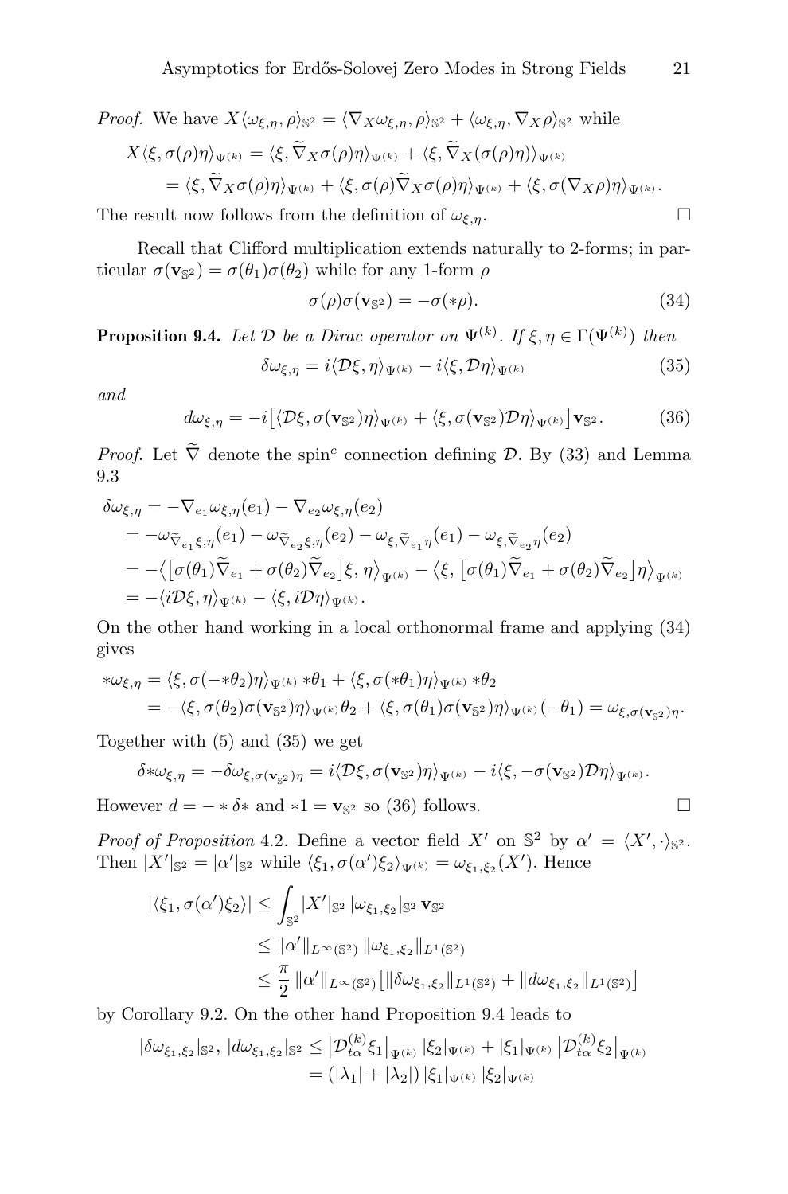*Proof.* We have $X\langle \omega_{\xi,\eta}, \rho\rangle_{\mathbb{S}^2} = \langle \nabla_X \omega_{\xi,\eta}, \rho\rangle_{\mathbb{S}^2} + \langle \omega_{\xi,\eta}, \nabla_X \rho\rangle_{\mathbb{S}^2}$ while

$$
\begin{aligned}
X\langle \xi, \sigma(\rho)\eta\rangle_{\Psi^{(k)}} &= \langle \xi, \widetilde{\nabla}_X \sigma(\rho)\eta\rangle_{\Psi^{(k)}} + \langle \xi, \widetilde{\nabla}_X(\sigma(\rho)\eta))\rangle_{\Psi^{(k)}} \\
&= \langle \xi, \widetilde{\nabla}_X \sigma(\rho)\eta\rangle_{\Psi^{(k)}} + \langle \xi, \sigma(\rho)\widetilde{\nabla}_X \sigma(\rho)\eta\rangle_{\Psi^{(k)}} + \langle \xi, \sigma(\nabla_X \rho)\eta\rangle_{\Psi^{(k)}}.
\end{aligned}
$$

The result now follows from the definition of $\omega_{\xi,\eta}$. □

Recall that Clifford multiplication extends naturally to 2-forms; in particular $\sigma(\mathbf{v}_{\mathbb{S}^2}) = \sigma(\theta_1)\sigma(\theta_2)$ while for any 1-form $\rho$

$$
\sigma(\rho)\sigma(\mathbf{v}_{\mathbb{S}^2}) = -\sigma(*\rho). \tag{34}
$$

**Proposition 9.4.** *Let $\mathcal{D}$ be a Dirac operator on $\Psi^{(k)}$. If $\xi, \eta \in \Gamma(\Psi^{(k)})$ then*

$$
\delta\omega_{\xi,\eta} = i\langle \mathcal{D}\xi, \eta\rangle_{\Psi^{(k)}} - i\langle \xi, \mathcal{D}\eta\rangle_{\Psi^{(k)}} \tag{35}
$$

*and*

$$
d\omega_{\xi,\eta} = -i\big[\langle \mathcal{D}\xi, \sigma(\mathbf{v}_{\mathbb{S}^2})\eta\rangle_{\Psi^{(k)}} + \langle \xi, \sigma(\mathbf{v}_{\mathbb{S}^2})\mathcal{D}\eta\rangle_{\Psi^{(k)}}\big]\mathbf{v}_{\mathbb{S}^2}. \tag{36}
$$

*Proof.* Let $\widetilde{\nabla}$ denote the spin$^c$ connection defining $\mathcal{D}$. By (33) and Lemma 9.3

$$
\begin{aligned}
\delta\omega_{\xi,\eta} &= -\nabla_{e_1}\omega_{\xi,\eta}(e_1) - \nabla_{e_2}\omega_{\xi,\eta}(e_2) \\
&= -\omega_{\widetilde{\nabla}_{e_1}\xi,\eta}(e_1) - \omega_{\widetilde{\nabla}_{e_2}\xi,\eta}(e_2) - \omega_{\xi,\widetilde{\nabla}_{e_1}\eta}(e_1) - \omega_{\xi,\widetilde{\nabla}_{e_2}\eta}(e_2) \\
&= -\big\langle \big[\sigma(\theta_1)\widetilde{\nabla}_{e_1} + \sigma(\theta_2)\widetilde{\nabla}_{e_2}\big]\xi, \eta\big\rangle_{\Psi^{(k)}} - \big\langle \xi, \big[\sigma(\theta_1)\widetilde{\nabla}_{e_1} + \sigma(\theta_2)\widetilde{\nabla}_{e_2}\big]\eta\big\rangle_{\Psi^{(k)}} \\
&= -\langle i\mathcal{D}\xi, \eta\rangle_{\Psi^{(k)}} - \langle \xi, i\mathcal{D}\eta\rangle_{\Psi^{(k)}}.
\end{aligned}
$$

On the other hand working in a local orthonormal frame and applying (34) gives

$$
\begin{aligned}
*\omega_{\xi,\eta} &= \langle \xi, \sigma(-*\theta_2)\eta\rangle_{\Psi^{(k)}} *\theta_1 + \langle \xi, \sigma(*\theta_1)\eta\rangle_{\Psi^{(k)}} *\theta_2 \\
&= -\langle \xi, \sigma(\theta_2)\sigma(\mathbf{v}_{\mathbb{S}^2})\eta\rangle_{\Psi^{(k)}}\theta_2 + \langle \xi, \sigma(\theta_1)\sigma(\mathbf{v}_{\mathbb{S}^2})\eta\rangle_{\Psi^{(k)}}(-\theta_1) = \omega_{\xi,\sigma(\mathbf{v}_{\mathbb{S}^2})\eta}.
\end{aligned}
$$

Together with (5) and (35) we get

$$
\delta*\omega_{\xi,\eta} = -\delta\omega_{\xi,\sigma(\mathbf{v}_{\mathbb{S}^2})\eta} = i\langle \mathcal{D}\xi, \sigma(\mathbf{v}_{\mathbb{S}^2})\eta\rangle_{\Psi^{(k)}} - i\langle \xi, -\sigma(\mathbf{v}_{\mathbb{S}^2})\mathcal{D}\eta\rangle_{\Psi^{(k)}}.
$$

However $d = -*\delta*$ and $*1 = \mathbf{v}_{\mathbb{S}^2}$ so (36) follows. □

*Proof of Proposition* 4.2. Define a vector field $X'$ on $\mathbb{S}^2$ by $\alpha' = \langle X', \cdot\rangle_{\mathbb{S}^2}$. Then $|X'|_{\mathbb{S}^2} = |\alpha'|_{\mathbb{S}^2}$ while $\langle \xi_1, \sigma(\alpha')\xi_2\rangle_{\Psi^{(k)}} = \omega_{\xi_1,\xi_2}(X')$. Hence

$$
\begin{aligned}
|\langle \xi_1, \sigma(\alpha')\xi_2\rangle| &\le \int_{\mathbb{S}^2} |X'|_{\mathbb{S}^2}\, |\omega_{\xi_1,\xi_2}|_{\mathbb{S}^2}\, \mathbf{v}_{\mathbb{S}^2} \\
&\le \|\alpha'\|_{L^\infty(\mathbb{S}^2)}\, \|\omega_{\xi_1,\xi_2}\|_{L^1(\mathbb{S}^2)} \\
&\le \frac{\pi}{2}\, \|\alpha'\|_{L^\infty(\mathbb{S}^2)}\big[\|\delta\omega_{\xi_1,\xi_2}\|_{L^1(\mathbb{S}^2)} + \|d\omega_{\xi_1,\xi_2}\|_{L^1(\mathbb{S}^2)}\big]
\end{aligned}
$$

by Corollary 9.2. On the other hand Proposition 9.4 leads to

$$
\begin{aligned}
|\delta\omega_{\xi_1,\xi_2}|_{\mathbb{S}^2},\, |d\omega_{\xi_1,\xi_2}|_{\mathbb{S}^2} &\le \big|\mathcal{D}^{(k)}_{t\alpha}\xi_1\big|_{\Psi^{(k)}}\, |\xi_2|_{\Psi^{(k)}} + |\xi_1|_{\Psi^{(k)}}\, \big|\mathcal{D}^{(k)}_{t\alpha}\xi_2\big|_{\Psi^{(k)}} \\
&= (|\lambda_1| + |\lambda_2|)\, |\xi_1|_{\Psi^{(k)}}\, |\xi_2|_{\Psi^{(k)}}
\end{aligned}
$$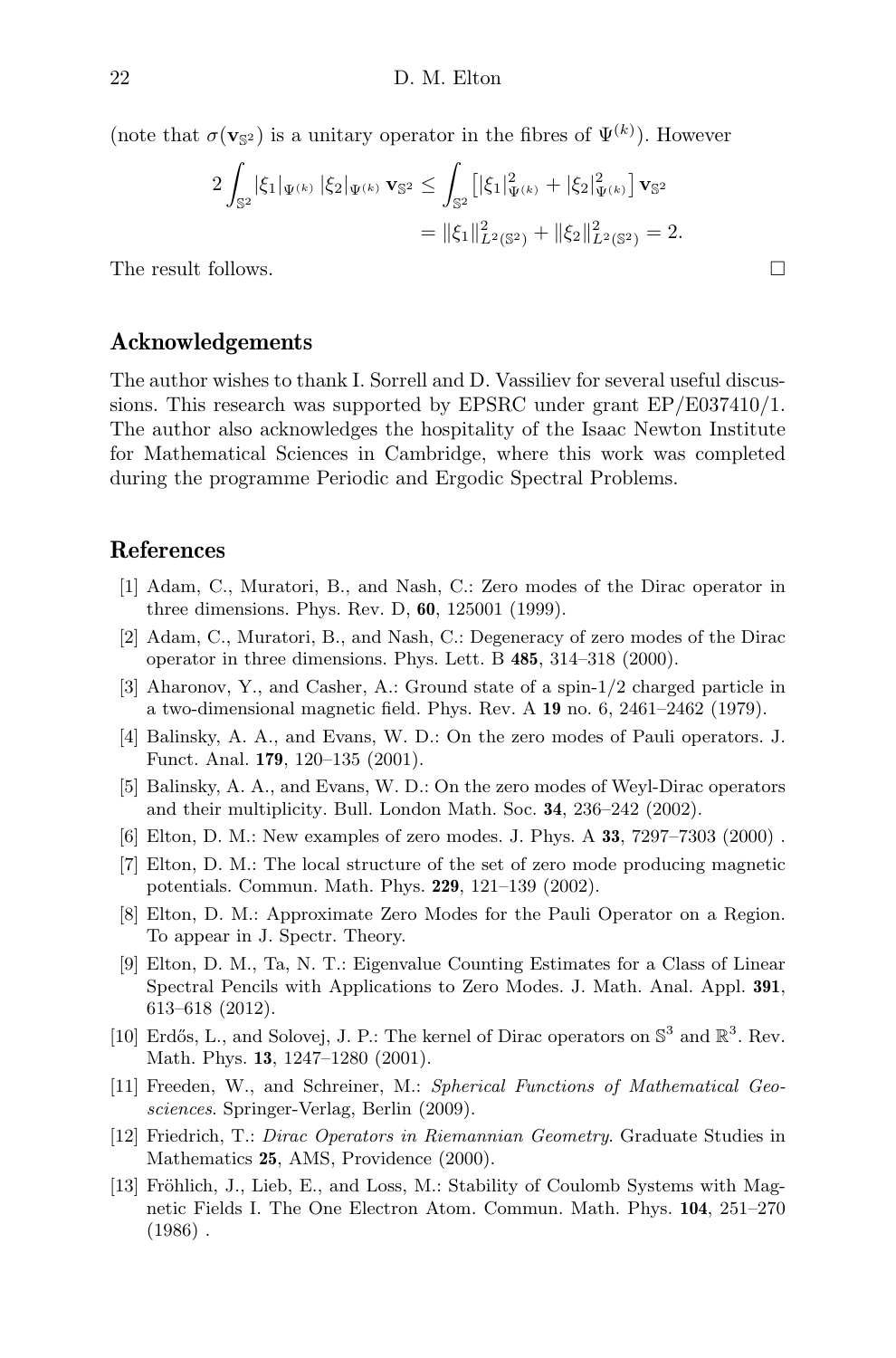(note that $\sigma(\mathbf{v}_{\mathbb{S}^2})$ is a unitary operator in the fibres of $\Psi^{(k)}$). However

$$
\begin{aligned}
2\int_{\mathbb{S}^2} |\xi_1|_{\Psi^{(k)}}\, |\xi_2|_{\Psi^{(k)}}\, \mathbf{v}_{\mathbb{S}^2} &\leq \int_{\mathbb{S}^2} \left[ |\xi_1|^2_{\Psi^{(k)}} + |\xi_2|^2_{\Psi^{(k)}} \right] \mathbf{v}_{\mathbb{S}^2} \\
&= \|\xi_1\|^2_{L^2(\mathbb{S}^2)} + \|\xi_2\|^2_{L^2(\mathbb{S}^2)} = 2.
\end{aligned}
$$

The result follows. □

## Acknowledgements

The author wishes to thank I. Sorrell and D. Vassiliev for several useful discussions. This research was supported by EPSRC under grant EP/E037410/1. The author also acknowledges the hospitality of the Isaac Newton Institute for Mathematical Sciences in Cambridge, where this work was completed during the programme Periodic and Ergodic Spectral Problems.

## References

[1] Adam, C., Muratori, B., and Nash, C.: Zero modes of the Dirac operator in three dimensions. Phys. Rev. D, **60**, 125001 (1999).

[2] Adam, C., Muratori, B., and Nash, C.: Degeneracy of zero modes of the Dirac operator in three dimensions. Phys. Lett. B **485**, 314–318 (2000).

[3] Aharonov, Y., and Casher, A.: Ground state of a spin-1/2 charged particle in a two-dimensional magnetic field. Phys. Rev. A **19** no. 6, 2461–2462 (1979).

[4] Balinsky, A. A., and Evans, W. D.: On the zero modes of Pauli operators. J. Funct. Anal. **179**, 120–135 (2001).

[5] Balinsky, A. A., and Evans, W. D.: On the zero modes of Weyl-Dirac operators and their multiplicity. Bull. London Math. Soc. **34**, 236–242 (2002).

[6] Elton, D. M.: New examples of zero modes. J. Phys. A **33**, 7297–7303 (2000) .

[7] Elton, D. M.: The local structure of the set of zero mode producing magnetic potentials. Commun. Math. Phys. **229**, 121–139 (2002).

[8] Elton, D. M.: Approximate Zero Modes for the Pauli Operator on a Region. To appear in J. Spectr. Theory.

[9] Elton, D. M., Ta, N. T.: Eigenvalue Counting Estimates for a Class of Linear Spectral Pencils with Applications to Zero Modes. J. Math. Anal. Appl. **391**, 613–618 (2012).

[10] Erdős, L., and Solovej, J. P.: The kernel of Dirac operators on $\mathbb{S}^3$ and $\mathbb{R}^3$. Rev. Math. Phys. **13**, 1247–1280 (2001).

[11] Freeden, W., and Schreiner, M.: *Spherical Functions of Mathematical Geosciences*. Springer-Verlag, Berlin (2009).

[12] Friedrich, T.: *Dirac Operators in Riemannian Geometry*. Graduate Studies in Mathematics **25**, AMS, Providence (2000).

[13] Fröhlich, J., Lieb, E., and Loss, M.: Stability of Coulomb Systems with Magnetic Fields I. The One Electron Atom. Commun. Math. Phys. **104**, 251–270 (1986) .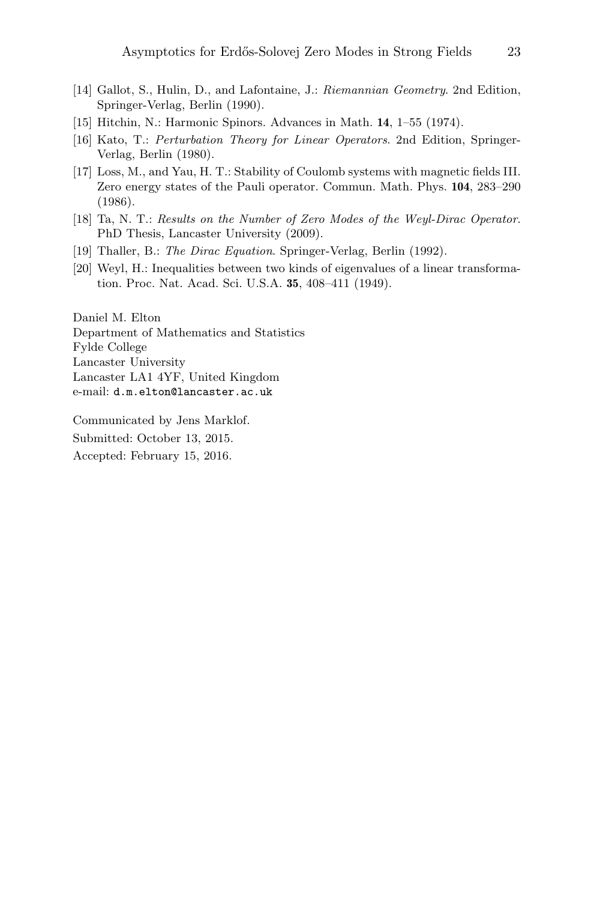[14] Gallot, S., Hulin, D., and Lafontaine, J.: *Riemannian Geometry*. 2nd Edition, Springer-Verlag, Berlin (1990).

[15] Hitchin, N.: Harmonic Spinors. Advances in Math. **14**, 1–55 (1974).

[16] Kato, T.: *Perturbation Theory for Linear Operators*. 2nd Edition, Springer-Verlag, Berlin (1980).

[17] Loss, M., and Yau, H. T.: Stability of Coulomb systems with magnetic fields III. Zero energy states of the Pauli operator. Commun. Math. Phys. **104**, 283–290 (1986).

[18] Ta, N. T.: *Results on the Number of Zero Modes of the Weyl-Dirac Operator*. PhD Thesis, Lancaster University (2009).

[19] Thaller, B.: *The Dirac Equation*. Springer-Verlag, Berlin (1992).

[20] Weyl, H.: Inequalities between two kinds of eigenvalues of a linear transformation. Proc. Nat. Acad. Sci. U.S.A. **35**, 408–411 (1949).

Daniel M. Elton
Department of Mathematics and Statistics
Fylde College
Lancaster University
Lancaster LA1 4YF, United Kingdom
e-mail: `d.m.elton@lancaster.ac.uk`

Communicated by Jens Marklof.

Submitted: October 13, 2015.

Accepted: February 15, 2016.